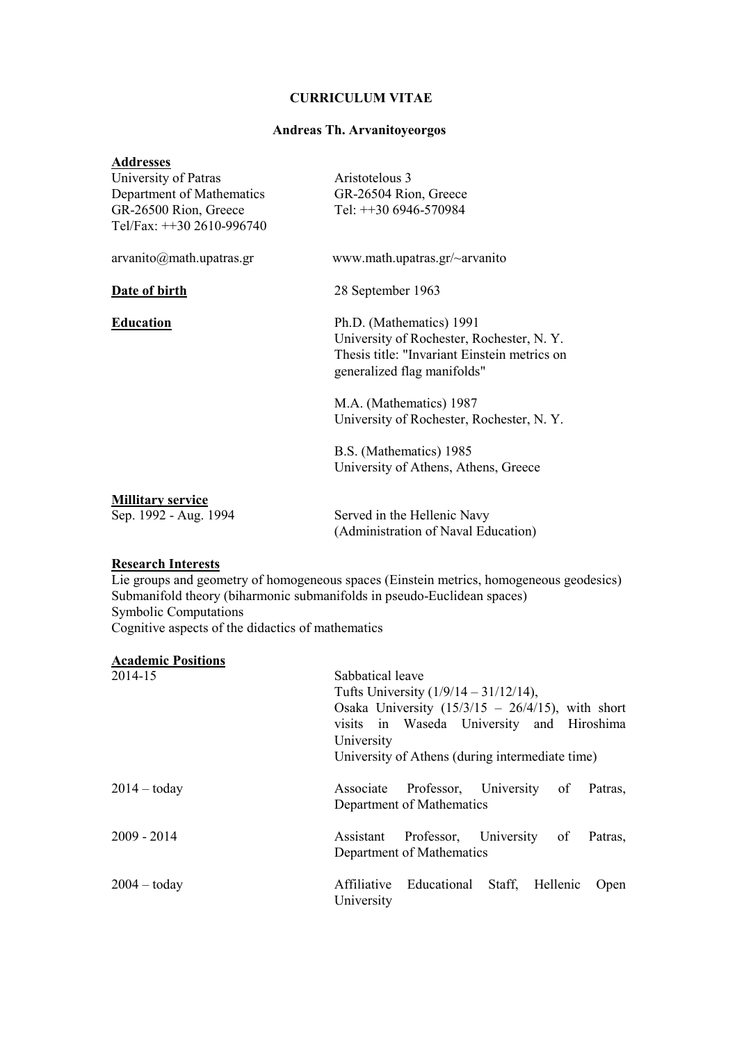**CURRICULUM VITAE**

**Andreas Th. Arvanitoyeorgos**

**Addresses**

University of Patras
Department of Mathematics
GR-26500 Rion, Greece
Tel/Fax: ++30 2610-996740

Aristotelous 3
GR-26504 Rion, Greece
Tel: ++30 6946-570984

arvanito@math.upatras.gr

www.math.upatras.gr/~arvanito

**Date of birth** 28 September 1963

**Education**

Ph.D. (Mathematics) 1991
University of Rochester, Rochester, N. Y.
Thesis title: "Invariant Einstein metrics on generalized flag manifolds"

M.A. (Mathematics) 1987
University of Rochester, Rochester, N. Y.

B.S. (Mathematics) 1985
University of Athens, Athens, Greece

**Millitary service**

Sep. 1992 - Aug. 1994 Served in the Hellenic Navy (Administration of Naval Education)

**Research Interests**

Lie groups and geometry of homogeneous spaces (Einstein metrics, homogeneous geodesics)
Submanifold theory (biharmonic submanifolds in pseudo-Euclidean spaces)
Symbolic Computations
Cognitive aspects of the didactics of mathematics

**Academic Positions**

| | |
|---|---|
| 2014-15 | Sabbatical leave<br>Tufts University (1/9/14 – 31/12/14),<br>Osaka University (15/3/15 – 26/4/15), with short visits in Waseda University and Hiroshima University<br>University of Athens (during intermediate time) |
| 2014 – today | Associate Professor, University of Patras, Department of Mathematics |
| 2009 - 2014 | Assistant Professor, University of Patras, Department of Mathematics |
| 2004 – today | Affiliative Educational Staff, Hellenic Open University |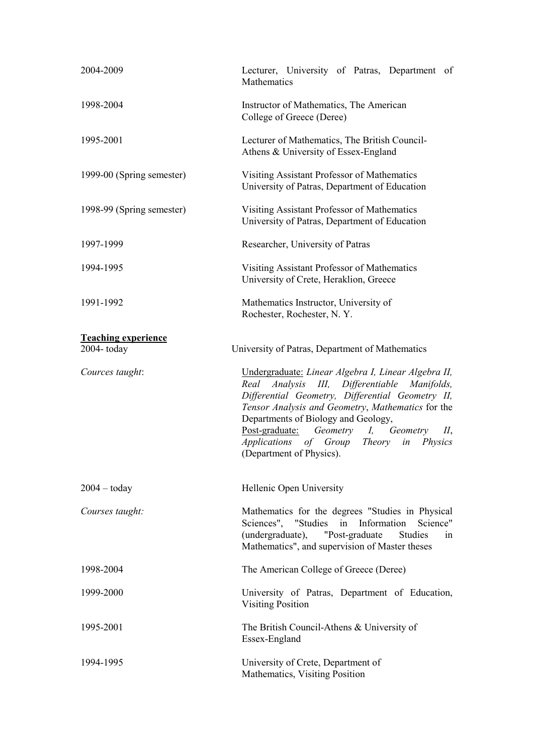| | |
|---|---|
| 2004-2009 | Lecturer, University of Patras, Department of Mathematics |
| 1998-2004 | Instructor of Mathematics, The American College of Greece (Deree) |
| 1995-2001 | Lecturer of Mathematics, The British Council-Athens & University of Essex-England |
| 1999-00 (Spring semester) | Visiting Assistant Professor of Mathematics University of Patras, Department of Education |
| 1998-99 (Spring semester) | Visiting Assistant Professor of Mathematics University of Patras, Department of Education |
| 1997-1999 | Researcher, University of Patras |
| 1994-1995 | Visiting Assistant Professor of Mathematics University of Crete, Heraklion, Greece |
| 1991-1992 | Mathematics Instructor, University of Rochester, Rochester, N. Y. |

**Teaching experience**

| | |
|---|---|
| 2004- today | University of Patras, Department of Mathematics |
| *Cources taught*: | Undergraduate: *Linear Algebra I, Linear Algebra II, Real Analysis III, Differentiable Manifolds, Differential Geometry, Differential Geometry II, Tensor Analysis and Geometry*, *Mathematics* for the Departments of Biology and Geology, Post-graduate: *Geometry I, Geometry II*, *Applications of Group Theory in Physics* (Department of Physics). |
| 2004 – today | Hellenic Open University |
| *Courses taught:* | Mathematics for the degrees "Studies in Physical Sciences", "Studies in Information Science" (undergraduate), "Post-graduate Studies in Mathematics", and supervision of Master theses |
| 1998-2004 | The American College of Greece (Deree) |
| 1999-2000 | University of Patras, Department of Education, Visiting Position |
| 1995-2001 | The British Council-Athens & University of Essex-England |
| 1994-1995 | University of Crete, Department of Mathematics, Visiting Position |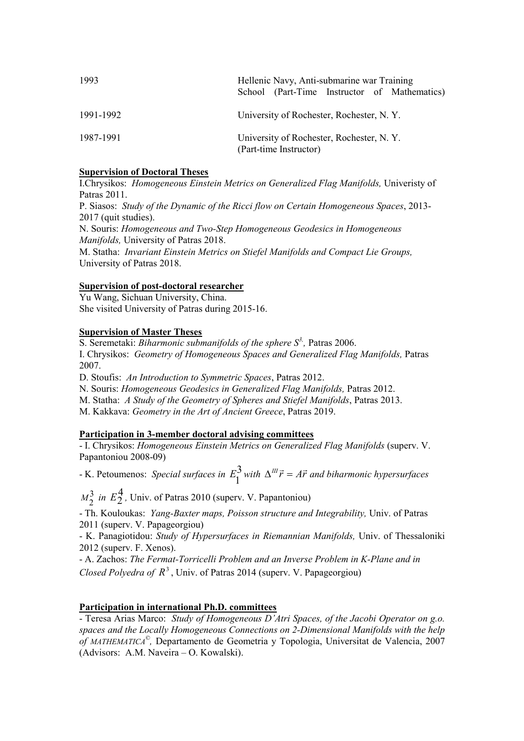| | |
|---|---|
| 1993 | Hellenic Navy, Anti-submarine war Training School (Part-Time Instructor of Mathematics) |
| 1991-1992 | University of Rochester, Rochester, N. Y. |
| 1987-1991 | University of Rochester, Rochester, N. Y. (Part-time Instructor) |

**Supervision of Doctoral Theses**

I.Chrysikos: *Homogeneous Einstein Metrics on Generalized Flag Manifolds,* Univeristy of Patras 2011.
P. Siasos: *Study of the Dynamic of the Ricci flow on Certain Homogeneous Spaces*, 2013-2017 (quit studies).
N. Souris: *Homogeneous and Two-Step Homogeneous Geodesics in Homogeneous Manifolds,* University of Patras 2018.
M. Statha: *Invariant Einstein Metrics on Stiefel Manifolds and Compact Lie Groups,* University of Patras 2018.

**Supervision of post-doctoral researcher**

Yu Wang, Sichuan University, China.
She visited University of Patras during 2015-16.

**Supervision of Master Theses**

S. Seremetaki: *Biharmonic submanifolds of the sphere $S^3$,* Patras 2006.
I. Chrysikos: *Geometry of Homogeneous Spaces and Generalized Flag Manifolds,* Patras 2007.
D. Stoufis: *An Introduction to Symmetric Spaces*, Patras 2012.
N. Souris: *Homogeneous Geodesics in Generalized Flag Manifolds,* Patras 2012.
M. Statha: *A Study of the Geometry of Spheres and Stiefel Manifolds*, Patras 2013.
M. Kakkava: *Geometry in the Art of Ancient Greece*, Patras 2019.

**Participation in 3-member doctoral advising committees**

- I. Chrysikos: *Homogeneous Einstein Metrics on Generalized Flag Manifolds* (superv. V. Papantoniou 2008-09)
- K. Petoumenos: *Special surfaces in $E_1^3$ with $\Delta^{III}\vec{r} = A\vec{r}$ and biharmonic hypersurfaces $M_2^3$ in $E_2^4$*, Univ. of Patras 2010 (superv. V. Papantoniou)
- Th. Kouloukas: *Yang-Baxter maps, Poisson structure and Integrability,* Univ. of Patras 2011 (superv. V. Papageorgiou)
- K. Panagiotidou: *Study of Hypersurfaces in Riemannian Manifolds,* Univ. of Thessaloniki 2012 (superv. F. Xenos).
- A. Zachos: *The Fermat-Torricelli Problem and an Inverse Problem in K-Plane and in Closed Polyedra of $R^3$*, Univ. of Patras 2014 (superv. V. Papageorgiou)

**Participation in international Ph.D. committees**

- Teresa Arias Marco: *Study of Homogeneous D'Atri Spaces, of the Jacobi Operator on g.o. spaces and the Locally Homogeneous Connections on 2-Dimensional Manifolds with the help of MATHEMATICA©,* Departamento de Geometria y Topologia, Universitat de Valencia, 2007 (Advisors: A.M. Naveira – O. Kowalski).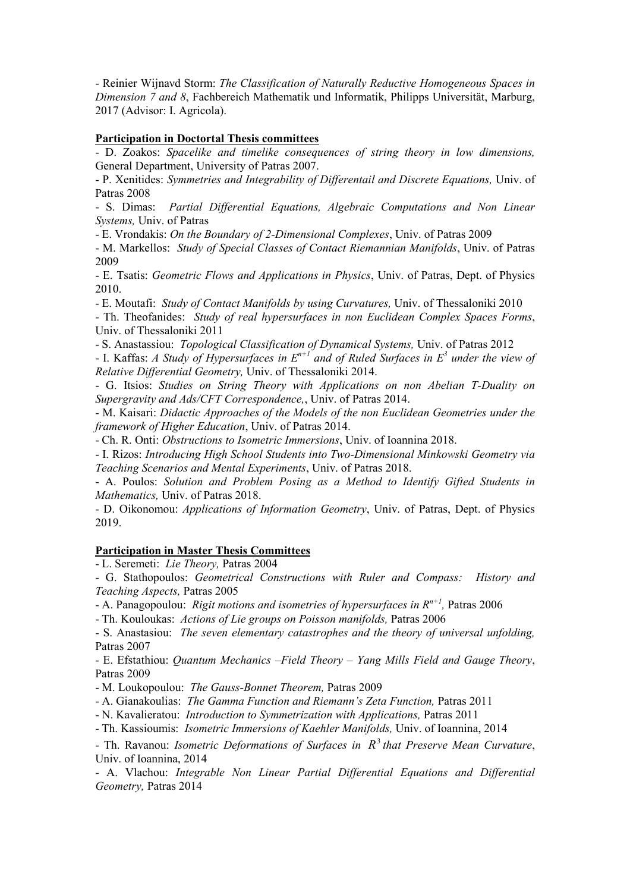- Reinier Wijnavd Storm: *The Classification of Naturally Reductive Homogeneous Spaces in Dimension 7 and 8*, Fachbereich Mathematik und Informatik, Philipps Universität, Marburg, 2017 (Advisor: I. Agricola).

**Participation in Doctortal Thesis committees**

- D. Zoakos: *Spacelike and timelike consequences of string theory in low dimensions,* General Department, University of Patras 2007.
- P. Xenitides: *Symmetries and Integrability of Differentail and Discrete Equations,* Univ. of Patras 2008
- S. Dimas: *Partial Differential Equations, Algebraic Computations and Non Linear Systems,* Univ. of Patras
- E. Vrondakis: *On the Boundary of 2-Dimensional Complexes*, Univ. of Patras 2009
- M. Markellos: *Study of Special Classes of Contact Riemannian Manifolds*, Univ. of Patras 2009
- E. Tsatis: *Geometric Flows and Applications in Physics*, Univ. of Patras, Dept. of Physics 2010.
- E. Moutafi: *Study of Contact Manifolds by using Curvatures,* Univ. of Thessaloniki 2010
- Th. Theofanides: *Study of real hypersurfaces in non Euclidean Complex Spaces Forms*, Univ. of Thessaloniki 2011
- S. Anastassiou: *Topological Classification of Dynamical Systems,* Univ. of Patras 2012
- I. Kaffas: *A Study of Hypersurfaces in $E^{n+1}$ and of Ruled Surfaces in $E^3$ under the view of Relative Differential Geometry,* Univ. of Thessaloniki 2014.
- G. Itsios: *Studies on String Theory with Applications on non Abelian T-Duality on Supergravity and Ads/CFT Correspondence,*, Univ. of Patras 2014.
- M. Kaisari: *Didactic Approaches of the Models of the non Euclidean Geometries under the framework of Higher Education*, Univ. of Patras 2014.
- Ch. R. Onti: *Obstructions to Isometric Immersions*, Univ. of Ioannina 2018.
- I. Rizos: *Introducing High School Students into Two-Dimensional Minkowski Geometry via Teaching Scenarios and Mental Experiments*, Univ. of Patras 2018.
- A. Poulos: *Solution and Problem Posing as a Method to Identify Gifted Students in Mathematics,* Univ. of Patras 2018.
- D. Oikonomou: *Applications of Information Geometry*, Univ. of Patras, Dept. of Physics 2019.

**Participation in Master Thesis Committees**

- L. Seremeti: *Lie Theory,* Patras 2004
- G. Stathopoulos: *Geometrical Constructions with Ruler and Compass: History and Teaching Aspects,* Patras 2005
- A. Panagopoulou: *Rigit motions and isometries of hypersurfaces in $R^{n+1}$,* Patras 2006
- Th. Kouloukas: *Actions of Lie groups on Poisson manifolds,* Patras 2006
- S. Anastasiou: *The seven elementary catastrophes and the theory of universal unfolding,* Patras 2007
- E. Efstathiou: *Quantum Mechanics –Field Theory – Yang Mills Field and Gauge Theory*, Patras 2009
- M. Loukopoulou: *The Gauss-Bonnet Theorem,* Patras 2009
- A. Gianakoulias: *The Gamma Function and Riemann's Zeta Function,* Patras 2011
- N. Kavalieratou: *Introduction to Symmetrization with Applications,* Patras 2011
- Th. Kassioumis: *Isometric Immersions of Kaehler Manifolds,* Univ. of Ioannina, 2014
- Th. Ravanou: *Isometric Deformations of Surfaces in $R^3$ that Preserve Mean Curvature*, Univ. of Ioannina, 2014
- A. Vlachou: *Integrable Non Linear Partial Differential Equations and Differential Geometry,* Patras 2014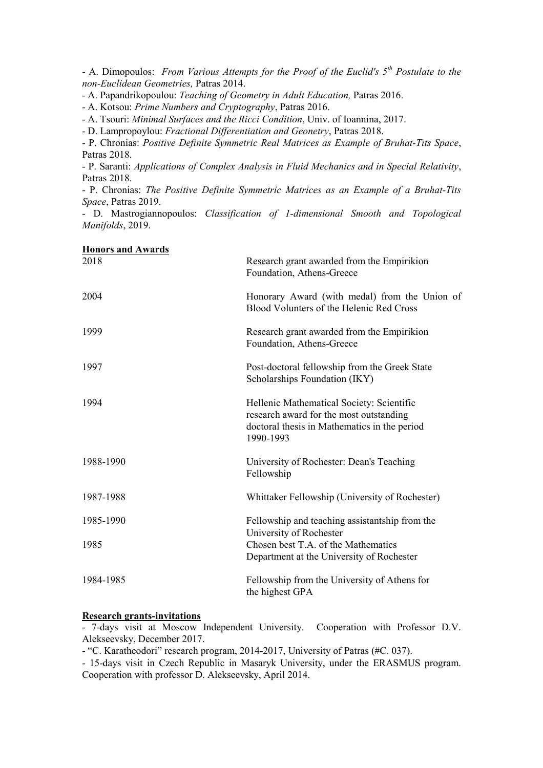- A. Dimopoulos: *From Various Attempts for the Proof of the Euclid's 5th Postulate to the non-Euclidean Geometries,* Patras 2014.
- A. Papandrikopoulou: *Teaching of Geometry in Adult Education,* Patras 2016.
- A. Kotsou: *Prime Numbers and Cryptography*, Patras 2016.
- A. Tsouri: *Minimal Surfaces and the Ricci Condition*, Univ. of Ioannina, 2017.
- D. Lampropoylou: *Fractional Differentiation and Geometry*, Patras 2018.
- P. Chronias: *Positive Definite Symmetric Real Matrices as Example of Bruhat-Tits Space*, Patras 2018.
- P. Saranti: *Applications of Complex Analysis in Fluid Mechanics and in Special Relativity*, Patras 2018.
- P. Chronias: *The Positive Definite Symmetric Matrices as an Example of a Bruhat-Tits Space*, Patras 2019.
- D. Mastrogiannopoulos: *Classification of 1-dimensional Smooth and Topological Manifolds*, 2019.

**Honors and Awards**

| | |
|---|---|
| 2018 | Research grant awarded from the Empirikion Foundation, Athens-Greece |
| 2004 | Honorary Award (with medal) from the Union of Blood Volunters of the Helenic Red Cross |
| 1999 | Research grant awarded from the Empirikion Foundation, Athens-Greece |
| 1997 | Post-doctoral fellowship from the Greek State Scholarships Foundation (IKY) |
| 1994 | Hellenic Mathematical Society: Scientific research award for the most outstanding doctoral thesis in Mathematics in the period 1990-1993 |
| 1988-1990 | University of Rochester: Dean's Teaching Fellowship |
| 1987-1988 | Whittaker Fellowship (University of Rochester) |
| 1985-1990 | Fellowship and teaching assistantship from the University of Rochester |
| 1985 | Chosen best T.A. of the Mathematics Department at the University of Rochester |
| 1984-1985 | Fellowship from the University of Athens for the highest GPA |

**Research grants-invitations**

- 7-days visit at Moscow Independent University. Cooperation with Professor D.V. Alekseevsky, December 2017.
- "C. Karatheodori" research program, 2014-2017, University of Patras (#C. 037).
- 15-days visit in Czech Republic in Masaryk University, under the ERASMUS program. Cooperation with professor D. Alekseevsky, April 2014.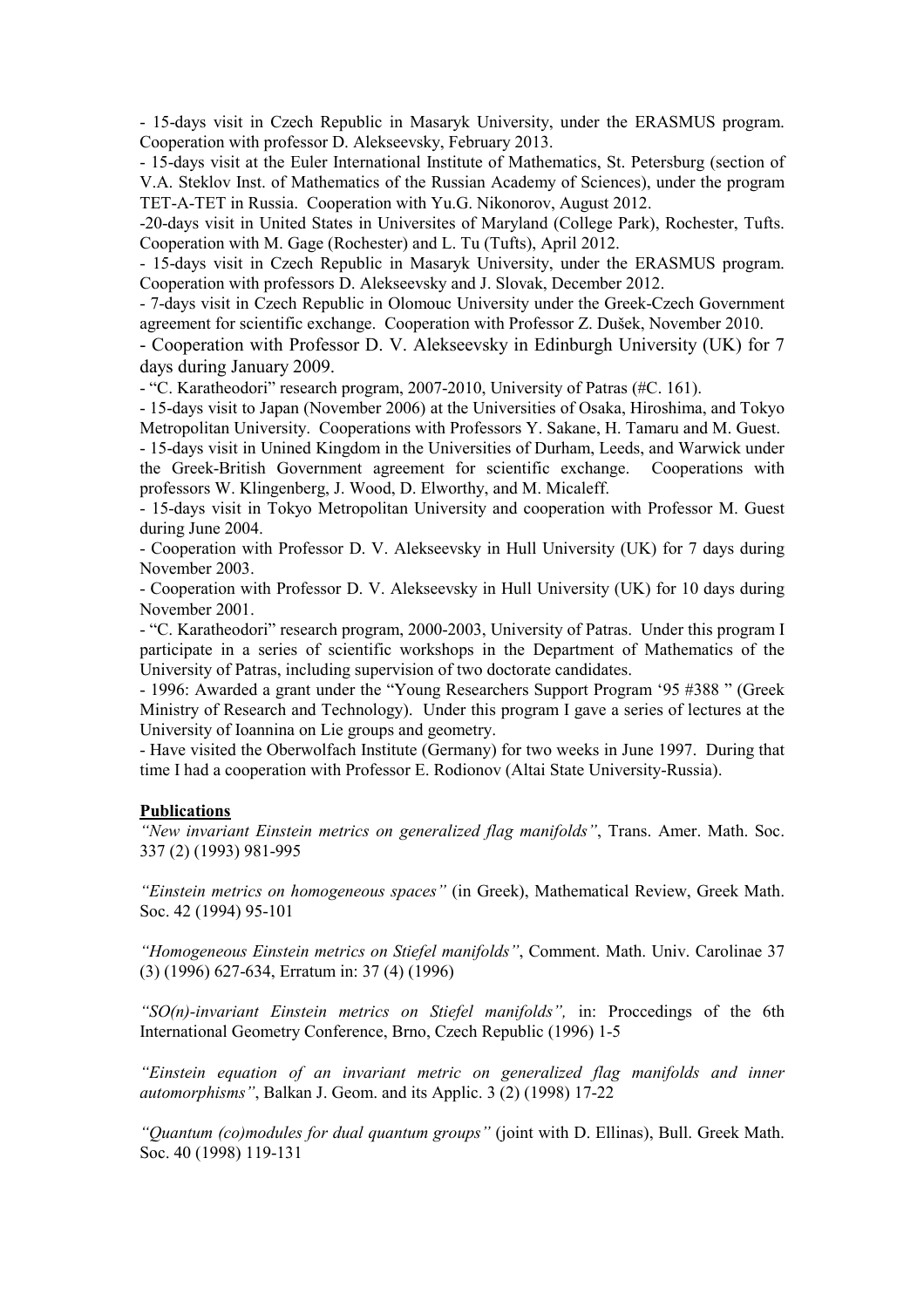- 15-days visit in Czech Republic in Masaryk University, under the ERASMUS program. Cooperation with professor D. Alekseevsky, February 2013.

- 15-days visit at the Euler International Institute of Mathematics, St. Petersburg (section of V.A. Steklov Inst. of Mathematics of the Russian Academy of Sciences), under the program TET-A-TET in Russia. Cooperation with Yu.G. Nikonorov, August 2012.

-20-days visit in United States in Universites of Maryland (College Park), Rochester, Tufts. Cooperation with M. Gage (Rochester) and L. Tu (Tufts), April 2012.

- 15-days visit in Czech Republic in Masaryk University, under the ERASMUS program. Cooperation with professors D. Alekseevsky and J. Slovak, December 2012.

- 7-days visit in Czech Republic in Olomouc University under the Greek-Czech Government agreement for scientific exchange. Cooperation with Professor Z. Dušek, November 2010.

- Cooperation with Professor D. V. Alekseevsky in Edinburgh University (UK) for 7 days during January 2009.

- "C. Karatheodori" research program, 2007-2010, University of Patras (#C. 161).

- 15-days visit to Japan (November 2006) at the Universities of Osaka, Hiroshima, and Tokyo Metropolitan University. Cooperations with Professors Y. Sakane, H. Tamaru and M. Guest.

- 15-days visit in Unined Kingdom in the Universities of Durham, Leeds, and Warwick under the Greek-British Government agreement for scientific exchange. Cooperations with professors W. Klingenberg, J. Wood, D. Elworthy, and M. Micaleff.

- 15-days visit in Tokyo Metropolitan University and cooperation with Professor M. Guest during June 2004.

- Cooperation with Professor D. V. Alekseevsky in Hull University (UK) for 7 days during November 2003.

- Cooperation with Professor D. V. Alekseevsky in Hull University (UK) for 10 days during November 2001.

- "C. Karatheodori" research program, 2000-2003, University of Patras. Under this program I participate in a series of scientific workshops in the Department of Mathematics of the University of Patras, including supervision of two doctorate candidates.

- 1996: Awarded a grant under the "Young Researchers Support Program '95 #388 " (Greek Ministry of Research and Technology). Under this program I gave a series of lectures at the University of Ioannina on Lie groups and geometry.

- Have visited the Oberwolfach Institute (Germany) for two weeks in June 1997. During that time I had a cooperation with Professor E. Rodionov (Altai State University-Russia).

**Publications**

*"New invariant Einstein metrics on generalized flag manifolds"*, Trans. Amer. Math. Soc. 337 (2) (1993) 981-995

*"Einstein metrics on homogeneous spaces"* (in Greek), Mathematical Review, Greek Math. Soc. 42 (1994) 95-101

*"Homogeneous Einstein metrics on Stiefel manifolds"*, Comment. Math. Univ. Carolinae 37 (3) (1996) 627-634, Erratum in: 37 (4) (1996)

*"SO(n)-invariant Einstein metrics on Stiefel manifolds",* in: Proccedings of the 6th International Geometry Conference, Brno, Czech Republic (1996) 1-5

*"Einstein equation of an invariant metric on generalized flag manifolds and inner automorphisms"*, Balkan J. Geom. and its Applic. 3 (2) (1998) 17-22

*"Quantum (co)modules for dual quantum groups"* (joint with D. Ellinas), Bull. Greek Math. Soc. 40 (1998) 119-131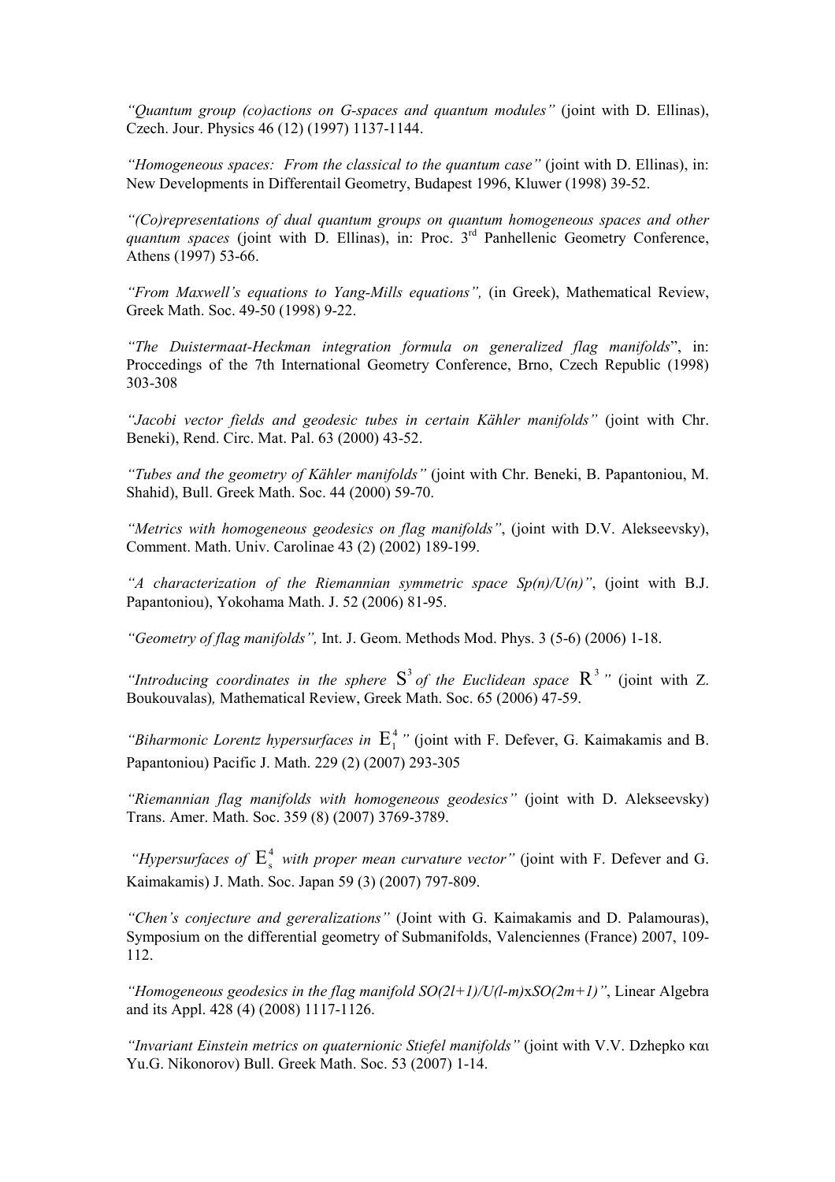*"Quantum group (co)actions on G-spaces and quantum modules"* (joint with D. Ellinas), Czech. Jour. Physics 46 (12) (1997) 1137-1144.

*"Homogeneous spaces: From the classical to the quantum case"* (joint with D. Ellinas), in: New Developments in Differentail Geometry, Budapest 1996, Kluwer (1998) 39-52.

*"(Co)representations of dual quantum groups on quantum homogeneous spaces and other quantum spaces* (joint with D. Ellinas), in: Proc. 3rd Panhellenic Geometry Conference, Athens (1997) 53-66.

*"From Maxwell's equations to Yang-Mills equations",* (in Greek), Mathematical Review, Greek Math. Soc. 49-50 (1998) 9-22.

*"The Duistermaat-Heckman integration formula on generalized flag manifolds*", in: Proccedings of the 7th International Geometry Conference, Brno, Czech Republic (1998) 303-308

*"Jacobi vector fields and geodesic tubes in certain Kähler manifolds"* (joint with Chr. Beneki), Rend. Circ. Mat. Pal. 63 (2000) 43-52.

*"Tubes and the geometry of Kähler manifolds"* (joint with Chr. Beneki, B. Papantoniou, M. Shahid), Bull. Greek Math. Soc. 44 (2000) 59-70.

*"Metrics with homogeneous geodesics on flag manifolds"*, (joint with D.V. Alekseevsky), Comment. Math. Univ. Carolinae 43 (2) (2002) 189-199.

*"A characterization of the Riemannian symmetric space Sp(n)/U(n)"*, (joint with B.J. Papantoniou), Yokohama Math. J. 52 (2006) 81-95.

*"Geometry of flag manifolds",* Int. J. Geom. Methods Mod. Phys. 3 (5-6) (2006) 1-18.

*"Introducing coordinates in the sphere $S^3$ of the Euclidean space $R^3$"* (joint with Z. Boukouvalas)*,* Mathematical Review, Greek Math. Soc. 65 (2006) 47-59.

*"Biharmonic Lorentz hypersurfaces in $E_1^4$"* (joint with F. Defever, G. Kaimakamis and B. Papantoniou) Pacific J. Math. 229 (2) (2007) 293-305

*"Riemannian flag manifolds with homogeneous geodesics"* (joint with D. Alekseevsky) Trans. Amer. Math. Soc. 359 (8) (2007) 3769-3789.

*"Hypersurfaces of $E_s^4$ with proper mean curvature vector"* (joint with F. Defever and G. Kaimakamis) J. Math. Soc. Japan 59 (3) (2007) 797-809.

*"Chen's conjecture and gereralizations"* (Joint with G. Kaimakamis and D. Palamouras), Symposium on the differential geometry of Submanifolds, Valenciennes (France) 2007, 109-112.

*"Homogeneous geodesics in the flag manifold SO(2l+1)/U(l-m)xSO(2m+1)"*, Linear Algebra and its Appl. 428 (4) (2008) 1117-1126.

*"Invariant Einstein metrics on quaternionic Stiefel manifolds"* (joint with V.V. Dzhepko και Yu.G. Nikonorov) Bull. Greek Math. Soc. 53 (2007) 1-14.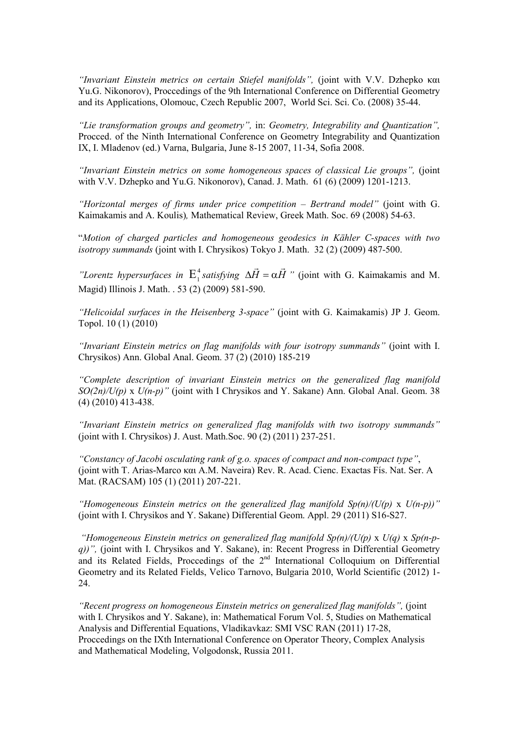*"Invariant Einstein metrics on certain Stiefel manifolds",* (joint with V.V. Dzhepko και Yu.G. Nikonorov), Proccedings of the 9th International Conference on Differential Geometry and its Applications, Olomouc, Czech Republic 2007, World Sci. Sci. Co. (2008) 35-44.

*"Lie transformation groups and geometry",* in: *Geometry, Integrability and Quantization",* Procced. of the Ninth International Conference on Geometry Integrability and Quantization IX, I. Mladenov (ed.) Varna, Bulgaria, June 8-15 2007, 11-34, Sofia 2008.

*"Invariant Einstein metrics on some homogeneous spaces of classical Lie groups",* (joint with V.V. Dzhepko and Yu.G. Nikonorov), Canad. J. Math. 61 (6) (2009) 1201-1213.

*"Horizontal merges of firms under price competition – Bertrand model"* (joint with G. Kaimakamis and A. Koulis)*,* Mathematical Review, Greek Math. Soc. 69 (2008) 54-63.

"*Motion of charged particles and homogeneous geodesics in Kähler C-spaces with two isotropy summands* (joint with I. Chrysikos) Tokyo J. Math. 32 (2) (2009) 487-500.

*"Lorentz hypersurfaces in* $E_1^4$ *satisfying* $\Delta\vec{H} = \alpha\vec{H}$ *"* (joint with G. Kaimakamis and M. Magid) Illinois J. Math. . 53 (2) (2009) 581-590.

*"Helicoidal surfaces in the Heisenberg 3-space"* (joint with G. Kaimakamis) JP J. Geom. Topol. 10 (1) (2010)

*"Invariant Einstein metrics on flag manifolds with four isotropy summands"* (joint with I. Chrysikos) Ann. Global Anal. Geom. 37 (2) (2010) 185-219

*"Complete description of invariant Einstein metrics on the generalized flag manifold SO(2n)/U(p)* x *U(n-p)"* (joint with I Chrysikos and Y. Sakane) Ann. Global Anal. Geom. 38 (4) (2010) 413-438.

*"Invariant Einstein metrics on generalized flag manifolds with two isotropy summands"* (joint with I. Chrysikos) J. Aust. Math.Soc. 90 (2) (2011) 237-251.

*"Constancy of Jacobi osculating rank of g.o. spaces of compact and non-compact type"*, (joint with T. Arias-Marco και A.M. Naveira) Rev. R. Acad. Cienc. Exactas Fís. Nat. Ser. A Mat. (RACSAM) 105 (1) (2011) 207-221.

*"Homogeneous Einstein metrics on the generalized flag manifold Sp(n)/(U(p)* x *U(n-p))"* (joint with I. Chrysikos and Y. Sakane) Differential Geom. Appl. 29 (2011) S16-S27.

*"Homogeneous Einstein metrics on generalized flag manifold Sp(n)/(U(p)* x *U(q)* x *Sp(n-p-q))",* (joint with I. Chrysikos and Y. Sakane), in: Recent Progress in Differential Geometry and its Related Fields, Proccedings of the 2nd International Colloquium on Differential Geometry and its Related Fields, Velico Tarnovo, Bulgaria 2010, World Scientific (2012) 1-24.

*"Recent progress on homogeneous Einstein metrics on generalized flag manifolds",* (joint with I. Chrysikos and Y. Sakane), in: Mathematical Forum Vol. 5, Studies on Mathematical Analysis and Differential Equations, Vladikavkaz: SMI VSC RAN (2011) 17-28, Proccedings on the IXth International Conference on Operator Theory, Complex Analysis and Mathematical Modeling, Volgodonsk, Russia 2011.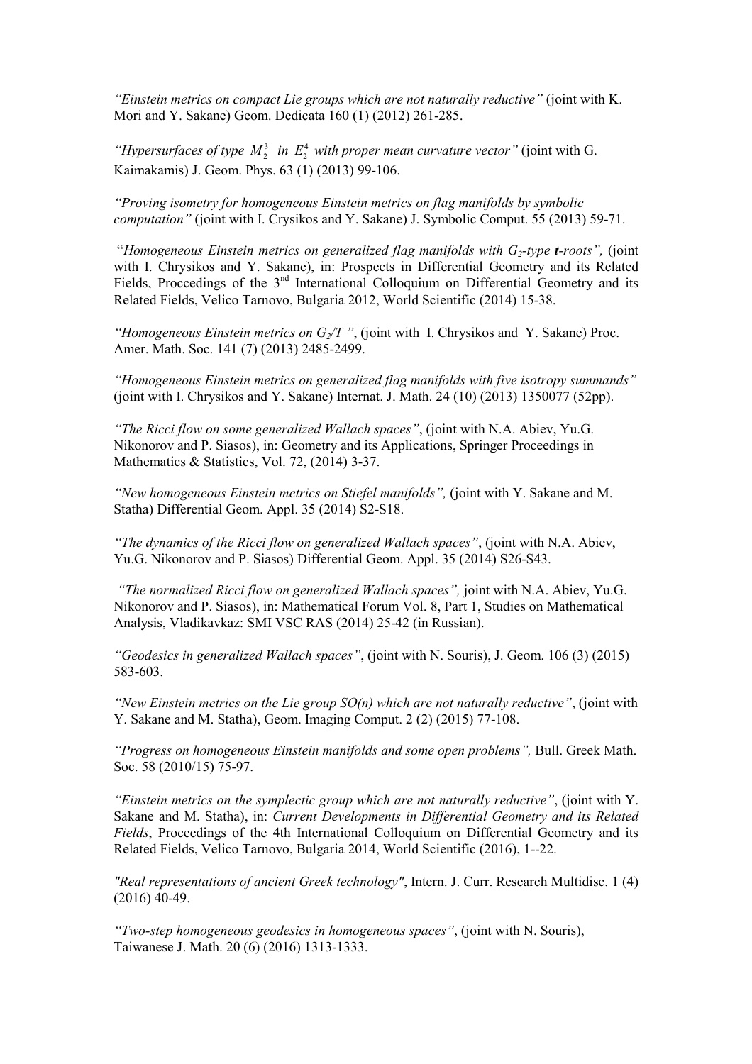*"Einstein metrics on compact Lie groups which are not naturally reductive"* (joint with K. Mori and Y. Sakane) Geom. Dedicata 160 (1) (2012) 261-285.

*"Hypersurfaces of type $M_2^3$ in $E_2^4$ with proper mean curvature vector"* (joint with G. Kaimakamis) J. Geom. Phys. 63 (1) (2013) 99-106.

*"Proving isometry for homogeneous Einstein metrics on flag manifolds by symbolic computation"* (joint with I. Crysikos and Y. Sakane) J. Symbolic Comput. 55 (2013) 59-71.

"*Homogeneous Einstein metrics on generalized flag manifolds with $G_2$-type **t**-roots",* (joint with I. Chrysikos and Y. Sakane), in: Prospects in Differential Geometry and its Related Fields, Proccedings of the 3rd International Colloquium on Differential Geometry and its Related Fields, Velico Tarnovo, Bulgaria 2012, World Scientific (2014) 15-38.

*"Homogeneous Einstein metrics on $G_2/T$ "*, (joint with I. Chrysikos and Y. Sakane) Proc. Amer. Math. Soc. 141 (7) (2013) 2485-2499.

*"Homogeneous Einstein metrics on generalized flag manifolds with five isotropy summands"* (joint with I. Chrysikos and Y. Sakane) Internat. J. Math. 24 (10) (2013) 1350077 (52pp).

*"The Ricci flow on some generalized Wallach spaces"*, (joint with N.A. Abiev, Yu.G. Nikonorov and P. Siasos), in: Geometry and its Applications, Springer Proceedings in Mathematics & Statistics, Vol. 72, (2014) 3-37.

*"New homogeneous Einstein metrics on Stiefel manifolds",* (joint with Y. Sakane and M. Statha) Differential Geom. Appl. 35 (2014) S2-S18.

*"The dynamics of the Ricci flow on generalized Wallach spaces"*, (joint with N.A. Abiev, Yu.G. Nikonorov and P. Siasos) Differential Geom. Appl. 35 (2014) S26-S43.

*"The normalized Ricci flow on generalized Wallach spaces",* joint with N.A. Abiev, Yu.G. Nikonorov and P. Siasos), in: Mathematical Forum Vol. 8, Part 1, Studies on Mathematical Analysis, Vladikavkaz: SMI VSC RAS (2014) 25-42 (in Russian).

*"Geodesics in generalized Wallach spaces"*, (joint with N. Souris), J. Geom. 106 (3) (2015) 583-603.

*"New Einstein metrics on the Lie group SO(n) which are not naturally reductive"*, (joint with Y. Sakane and M. Statha), Geom. Imaging Comput. 2 (2) (2015) 77-108.

*"Progress on homogeneous Einstein manifolds and some open problems",* Bull. Greek Math. Soc. 58 (2010/15) 75-97.

*"Einstein metrics on the symplectic group which are not naturally reductive"*, (joint with Y. Sakane and M. Statha), in: *Current Developments in Differential Geometry and its Related Fields*, Proceedings of the 4th International Colloquium on Differential Geometry and its Related Fields, Velico Tarnovo, Bulgaria 2014, World Scientific (2016), 1--22.

*"Real representations of ancient Greek technology"*, Intern. J. Curr. Research Multidisc. 1 (4) (2016) 40-49.

*"Two-step homogeneous geodesics in homogeneous spaces"*, (joint with N. Souris), Taiwanese J. Math. 20 (6) (2016) 1313-1333.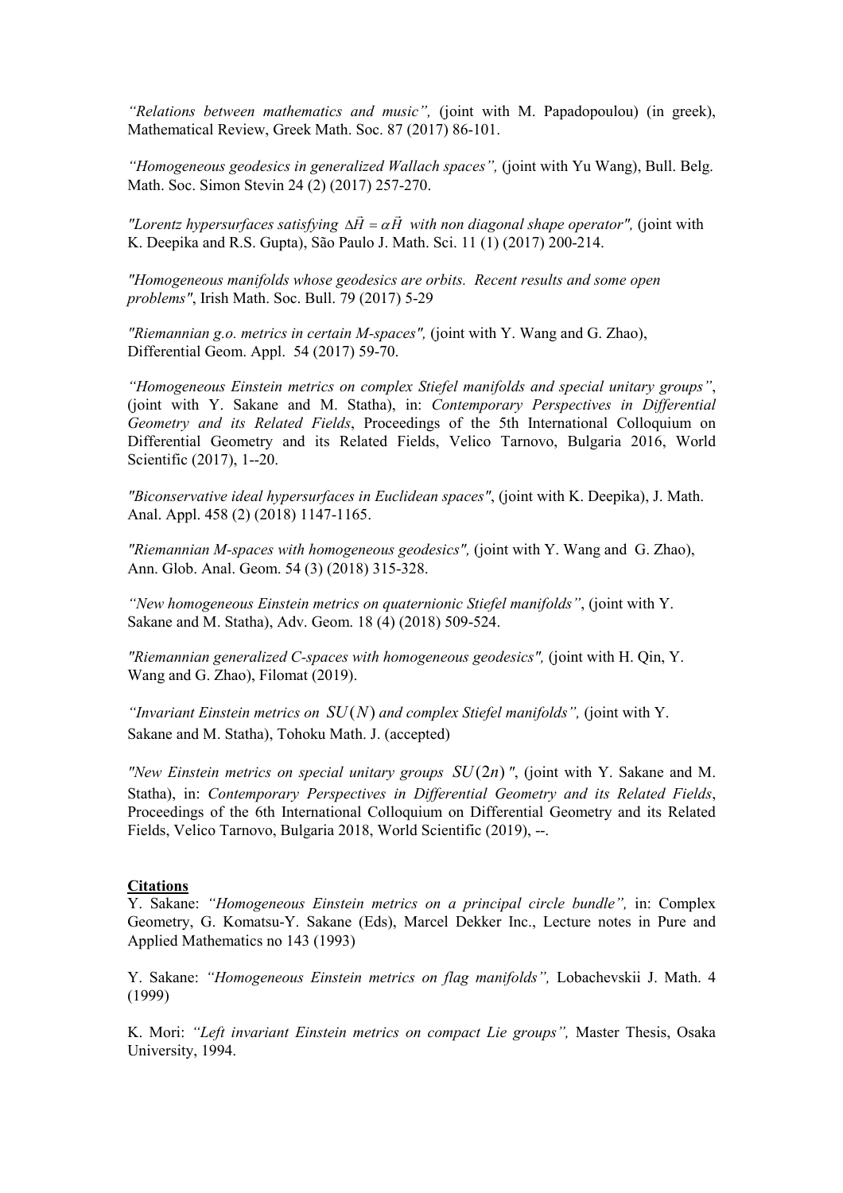*"Relations between mathematics and music",* (joint with M. Papadopoulou) (in greek), Mathematical Review, Greek Math. Soc. 87 (2017) 86-101.

*"Homogeneous geodesics in generalized Wallach spaces",* (joint with Yu Wang), Bull. Belg. Math. Soc. Simon Stevin 24 (2) (2017) 257-270.

*"Lorentz hypersurfaces satisfying $\Delta\vec{H} = \alpha\vec{H}$ with non diagonal shape operator",* (joint with K. Deepika and R.S. Gupta), São Paulo J. Math. Sci. 11 (1) (2017) 200-214.

*"Homogeneous manifolds whose geodesics are orbits. Recent results and some open problems"*, Irish Math. Soc. Bull. 79 (2017) 5-29

*"Riemannian g.o. metrics in certain M-spaces",* (joint with Y. Wang and G. Zhao), Differential Geom. Appl. 54 (2017) 59-70.

*"Homogeneous Einstein metrics on complex Stiefel manifolds and special unitary groups"*, (joint with Y. Sakane and M. Statha), in: *Contemporary Perspectives in Differential Geometry and its Related Fields*, Proceedings of the 5th International Colloquium on Differential Geometry and its Related Fields, Velico Tarnovo, Bulgaria 2016, World Scientific (2017), 1--20.

*"Biconservative ideal hypersurfaces in Euclidean spaces"*, (joint with K. Deepika), J. Math. Anal. Appl. 458 (2) (2018) 1147-1165.

*"Riemannian M-spaces with homogeneous geodesics",* (joint with Y. Wang and G. Zhao), Ann. Glob. Anal. Geom. 54 (3) (2018) 315-328.

*"New homogeneous Einstein metrics on quaternionic Stiefel manifolds"*, (joint with Y. Sakane and M. Statha), Adv. Geom. 18 (4) (2018) 509-524.

*"Riemannian generalized C-spaces with homogeneous geodesics",* (joint with H. Qin, Y. Wang and G. Zhao), Filomat (2019).

*"Invariant Einstein metrics on $SU(N)$ and complex Stiefel manifolds",* (joint with Y. Sakane and M. Statha), Tohoku Math. J. (accepted)

*"New Einstein metrics on special unitary groups $SU(2n)$"*, (joint with Y. Sakane and M. Statha), in: *Contemporary Perspectives in Differential Geometry and its Related Fields*, Proceedings of the 6th International Colloquium on Differential Geometry and its Related Fields, Velico Tarnovo, Bulgaria 2018, World Scientific (2019), --.

**Citations**

Y. Sakane: *"Homogeneous Einstein metrics on a principal circle bundle",* in: Complex Geometry, G. Komatsu-Y. Sakane (Eds), Marcel Dekker Inc., Lecture notes in Pure and Applied Mathematics no 143 (1993)

Y. Sakane: *"Homogeneous Einstein metrics on flag manifolds",* Lobachevskii J. Math. 4 (1999)

K. Mori: *"Left invariant Einstein metrics on compact Lie groups",* Master Thesis, Osaka University, 1994.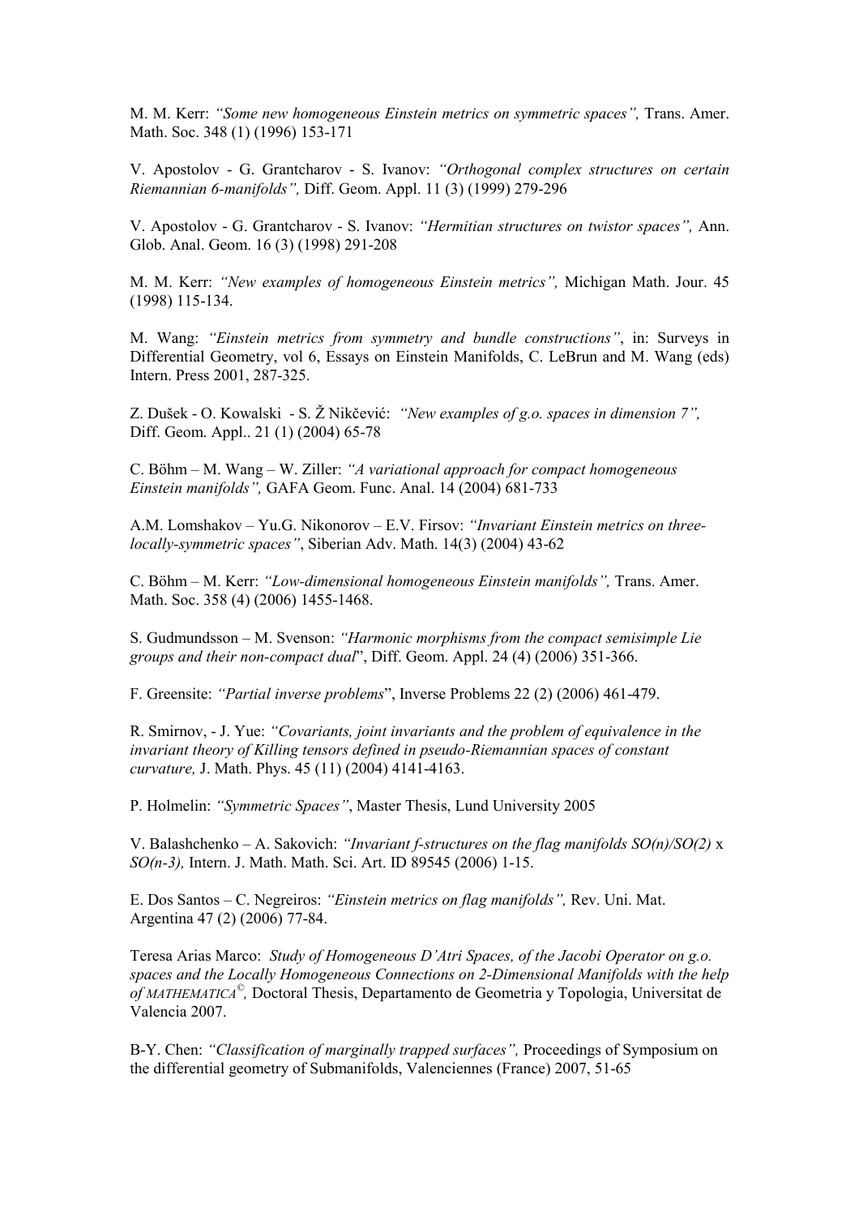M. M. Kerr: *"Some new homogeneous Einstein metrics on symmetric spaces",* Trans. Amer. Math. Soc. 348 (1) (1996) 153-171

V. Apostolov - G. Grantcharov - S. Ivanov: *"Orthogonal complex structures on certain Riemannian 6-manifolds",* Diff. Geom. Appl. 11 (3) (1999) 279-296

V. Apostolov - G. Grantcharov - S. Ivanov: *"Hermitian structures on twistor spaces",* Ann. Glob. Anal. Geom. 16 (3) (1998) 291-208

M. M. Kerr: *"New examples of homogeneous Einstein metrics",* Michigan Math. Jour. 45 (1998) 115-134.

M. Wang: *"Einstein metrics from symmetry and bundle constructions"*, in: Surveys in Differential Geometry, vol 6, Essays on Einstein Manifolds, C. LeBrun and M. Wang (eds) Intern. Press 2001, 287-325.

Z. Dušek - O. Kowalski - S. Ž Nikčević: *"New examples of g.o. spaces in dimension 7",* Diff. Geom. Appl.. 21 (1) (2004) 65-78

C. Böhm – M. Wang – W. Ziller: *"A variational approach for compact homogeneous Einstein manifolds",* GAFA Geom. Func. Anal. 14 (2004) 681-733

A.M. Lomshakov – Yu.G. Nikonorov – E.V. Firsov: *"Invariant Einstein metrics on three-locally-symmetric spaces"*, Siberian Adv. Math. 14(3) (2004) 43-62

C. Böhm – M. Kerr: *"Low-dimensional homogeneous Einstein manifolds",* Trans. Amer. Math. Soc. 358 (4) (2006) 1455-1468.

S. Gudmundsson – M. Svenson: *"Harmonic morphisms from the compact semisimple Lie groups and their non-compact dual*", Diff. Geom. Appl. 24 (4) (2006) 351-366.

F. Greensite: *"Partial inverse problems*", Inverse Problems 22 (2) (2006) 461-479.

R. Smirnov, - J. Yue: *"Covariants, joint invariants and the problem of equivalence in the invariant theory of Killing tensors defined in pseudo-Riemannian spaces of constant curvature,* J. Math. Phys. 45 (11) (2004) 4141-4163.

P. Holmelin: *"Symmetric Spaces"*, Master Thesis, Lund University 2005

V. Balashchenko – A. Sakovich: *"Invariant f-structures on the flag manifolds SO(n)/SO(2)* x *SO(n-3),* Intern. J. Math. Math. Sci. Art. ID 89545 (2006) 1-15.

E. Dos Santos – C. Negreiros: *"Einstein metrics on flag manifolds",* Rev. Uni. Mat. Argentina 47 (2) (2006) 77-84.

Teresa Arias Marco: *Study of Homogeneous D'Atri Spaces, of the Jacobi Operator on g.o. spaces and the Locally Homogeneous Connections on 2-Dimensional Manifolds with the help of MATHEMATICA©,* Doctoral Thesis, Departamento de Geometria y Topologia, Universitat de Valencia 2007.

B-Y. Chen: *"Classification of marginally trapped surfaces",* Proceedings of Symposium on the differential geometry of Submanifolds, Valenciennes (France) 2007, 51-65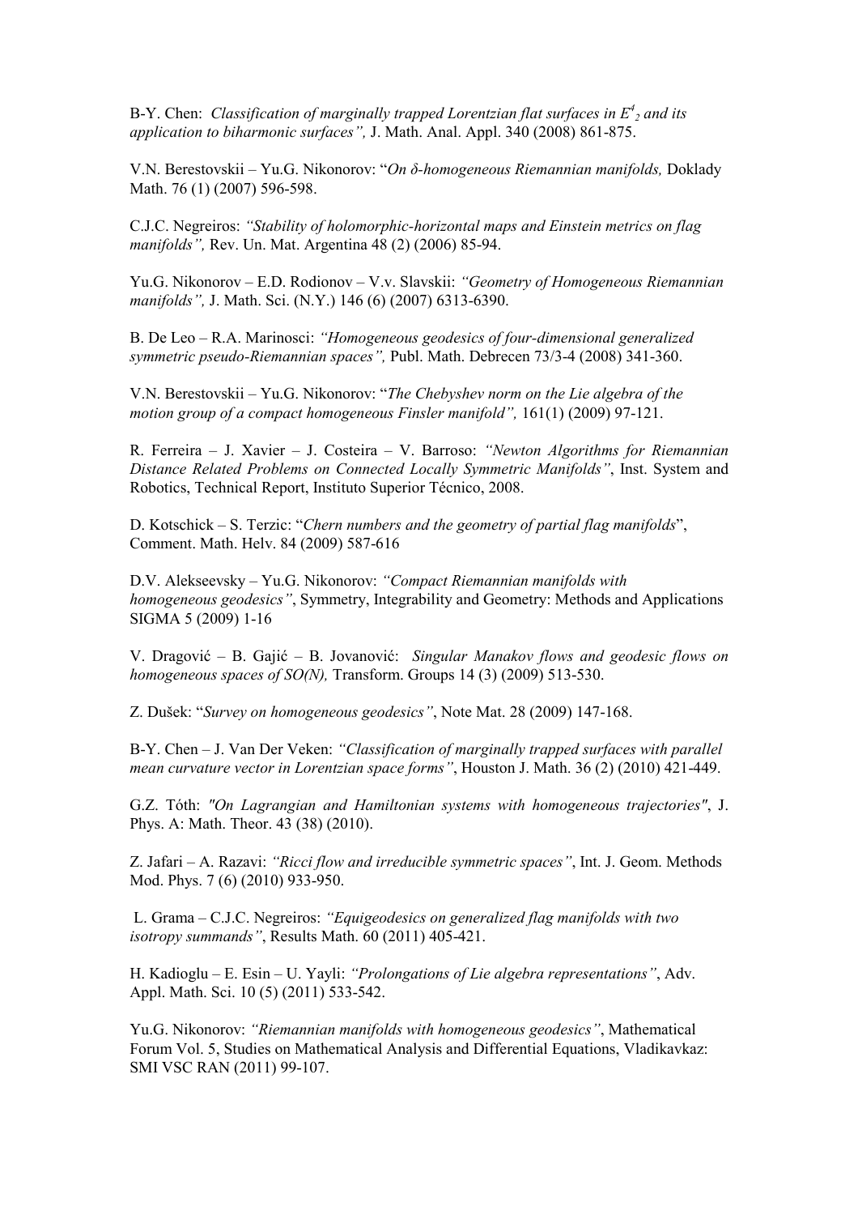B-Y. Chen: *Classification of marginally trapped Lorentzian flat surfaces in $E^4_2$ and its application to biharmonic surfaces",* J. Math. Anal. Appl. 340 (2008) 861-875.

V.N. Berestovskii – Yu.G. Nikonorov: "*On δ-homogeneous Riemannian manifolds,* Doklady Math. 76 (1) (2007) 596-598.

C.J.C. Negreiros: *"Stability of holomorphic-horizontal maps and Einstein metrics on flag manifolds",* Rev. Un. Mat. Argentina 48 (2) (2006) 85-94.

Yu.G. Nikonorov – E.D. Rodionov – V.v. Slavskii: *"Geometry of Homogeneous Riemannian manifolds",* J. Math. Sci. (N.Y.) 146 (6) (2007) 6313-6390.

B. De Leo – R.A. Marinosci: *"Homogeneous geodesics of four-dimensional generalized symmetric pseudo-Riemannian spaces",* Publ. Math. Debrecen 73/3-4 (2008) 341-360.

V.N. Berestovskii – Yu.G. Nikonorov: "*The Chebyshev norm on the Lie algebra of the motion group of a compact homogeneous Finsler manifold",* 161(1) (2009) 97-121.

R. Ferreira – J. Xavier – J. Costeira – V. Barroso: *"Newton Algorithms for Riemannian Distance Related Problems on Connected Locally Symmetric Manifolds"*, Inst. System and Robotics, Technical Report, Instituto Superior Técnico, 2008.

D. Kotschick – S. Terzic: "*Chern numbers and the geometry of partial flag manifolds*", Comment. Math. Helv. 84 (2009) 587-616

D.V. Alekseevsky – Yu.G. Nikonorov: *"Compact Riemannian manifolds with homogeneous geodesics"*, Symmetry, Integrability and Geometry: Methods and Applications SIGMA 5 (2009) 1-16

V. Dragović – B. Gajić – B. Jovanović: *Singular Manakov flows and geodesic flows on homogeneous spaces of SO(N),* Transform. Groups 14 (3) (2009) 513-530.

Z. Dušek: "*Survey on homogeneous geodesics"*, Note Mat. 28 (2009) 147-168.

B-Y. Chen – J. Van Der Veken: *"Classification of marginally trapped surfaces with parallel mean curvature vector in Lorentzian space forms"*, Houston J. Math. 36 (2) (2010) 421-449.

G.Z. Tóth: *"On Lagrangian and Hamiltonian systems with homogeneous trajectories"*, J. Phys. A: Math. Theor. 43 (38) (2010).

Z. Jafari – A. Razavi: *"Ricci flow and irreducible symmetric spaces"*, Int. J. Geom. Methods Mod. Phys. 7 (6) (2010) 933-950.

L. Grama – C.J.C. Negreiros: *"Equigeodesics on generalized flag manifolds with two isotropy summands"*, Results Math. 60 (2011) 405-421.

H. Kadioglu – E. Esin – U. Yayli: *"Prolongations of Lie algebra representations"*, Adv. Appl. Math. Sci. 10 (5) (2011) 533-542.

Yu.G. Nikonorov: *"Riemannian manifolds with homogeneous geodesics"*, Mathematical Forum Vol. 5, Studies on Mathematical Analysis and Differential Equations, Vladikavkaz: SMI VSC RAN (2011) 99-107.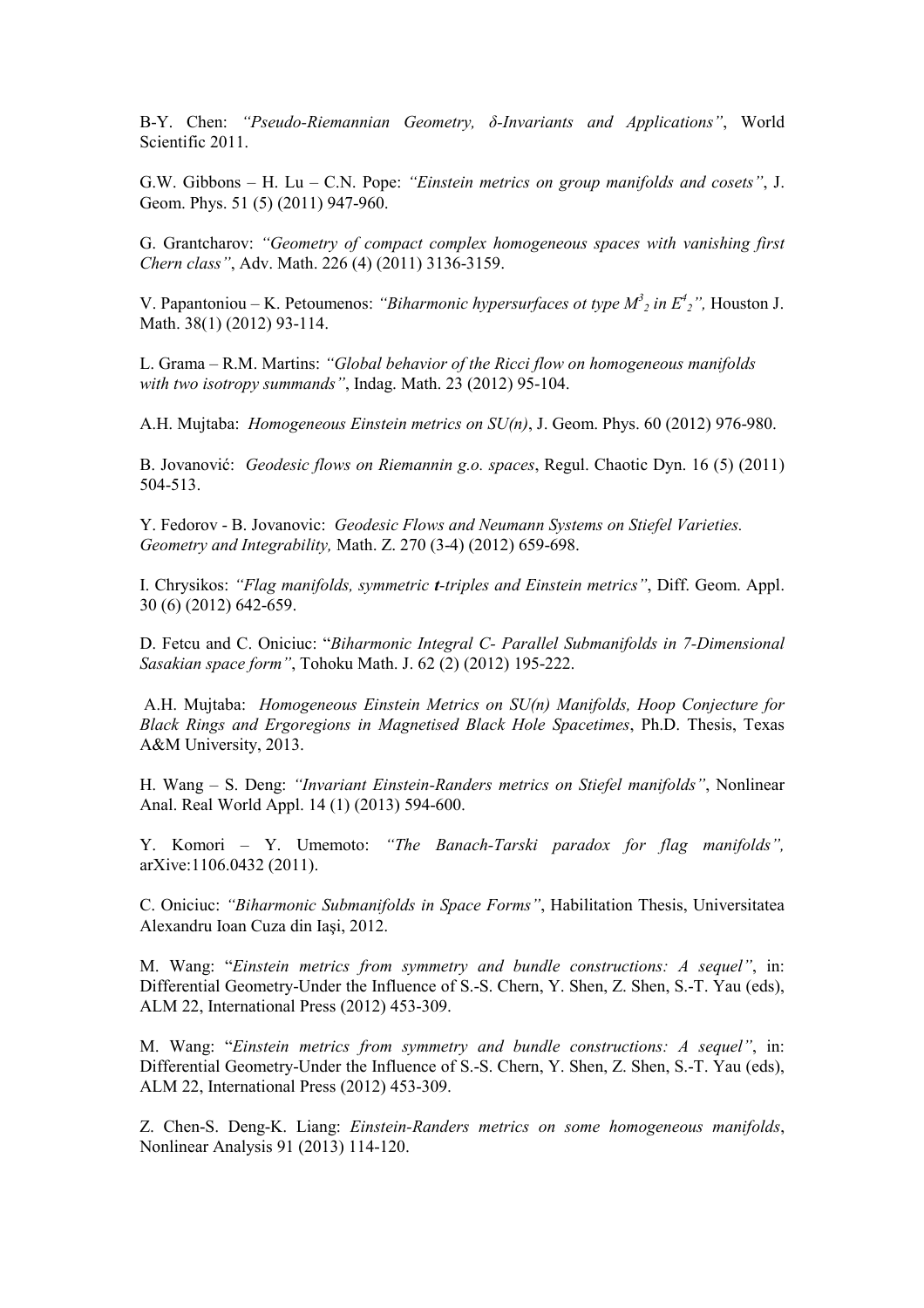B-Y. Chen: *"Pseudo-Riemannian Geometry, δ-Invariants and Applications"*, World Scientific 2011.

G.W. Gibbons – H. Lu – C.N. Pope: *"Einstein metrics on group manifolds and cosets"*, J. Geom. Phys. 51 (5) (2011) 947-960.

G. Grantcharov: *"Geometry of compact complex homogeneous spaces with vanishing first Chern class"*, Adv. Math. 226 (4) (2011) 3136-3159.

V. Papantoniou – K. Petoumenos: *"Biharmonic hypersurfaces ot type $M^3_2$ in $E^4_2$",* Houston J. Math. 38(1) (2012) 93-114.

L. Grama – R.M. Martins: *"Global behavior of the Ricci flow on homogeneous manifolds with two isotropy summands"*, Indag. Math. 23 (2012) 95-104.

A.H. Mujtaba: *Homogeneous Einstein metrics on SU(n)*, J. Geom. Phys. 60 (2012) 976-980.

B. Jovanović: *Geodesic flows on Riemannin g.o. spaces*, Regul. Chaotic Dyn. 16 (5) (2011) 504-513.

Y. Fedorov - B. Jovanovic: *Geodesic Flows and Neumann Systems on Stiefel Varieties. Geometry and Integrability,* Math. Z. 270 (3-4) (2012) 659-698.

I. Chrysikos: *"Flag manifolds, symmetric **t**-triples and Einstein metrics"*, Diff. Geom. Appl. 30 (6) (2012) 642-659.

D. Fetcu and C. Oniciuc: "*Biharmonic Integral C- Parallel Submanifolds in 7-Dimensional Sasakian space form"*, Tohoku Math. J. 62 (2) (2012) 195-222.

A.H. Mujtaba: *Homogeneous Einstein Metrics on SU(n) Manifolds, Hoop Conjecture for Black Rings and Ergoregions in Magnetised Black Hole Spacetimes*, Ph.D. Thesis, Texas A&M University, 2013.

H. Wang – S. Deng: *"Invariant Einstein-Randers metrics on Stiefel manifolds"*, Nonlinear Anal. Real World Appl. 14 (1) (2013) 594-600.

Y. Komori – Y. Umemoto: *"The Banach-Tarski paradox for flag manifolds",* arXive:1106.0432 (2011).

C. Oniciuc: *"Biharmonic Submanifolds in Space Forms"*, Habilitation Thesis, Universitatea Alexandru Ioan Cuza din Iaşi, 2012.

M. Wang: "*Einstein metrics from symmetry and bundle constructions: A sequel"*, in: Differential Geometry-Under the Influence of S.-S. Chern, Y. Shen, Z. Shen, S.-T. Yau (eds), ALM 22, International Press (2012) 453-309.

M. Wang: "*Einstein metrics from symmetry and bundle constructions: A sequel"*, in: Differential Geometry-Under the Influence of S.-S. Chern, Y. Shen, Z. Shen, S.-T. Yau (eds), ALM 22, International Press (2012) 453-309.

Z. Chen-S. Deng-K. Liang: *Einstein-Randers metrics on some homogeneous manifolds*, Nonlinear Analysis 91 (2013) 114-120.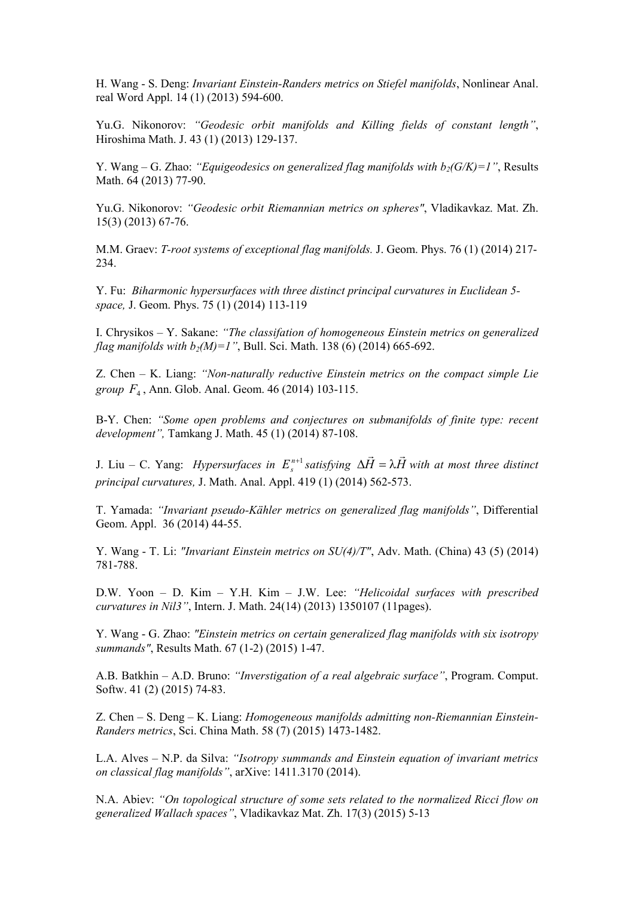H. Wang - S. Deng: *Invariant Einstein-Randers metrics on Stiefel manifolds*, Nonlinear Anal. real Word Appl. 14 (1) (2013) 594-600.

Yu.G. Nikonorov: *"Geodesic orbit manifolds and Killing fields of constant length"*, Hiroshima Math. J. 43 (1) (2013) 129-137.

Y. Wang – G. Zhao: *"Equigeodesics on generalized flag manifolds with $b_2(G/K)=1$"*, Results Math. 64 (2013) 77-90.

Yu.G. Nikonorov: *"Geodesic orbit Riemannian metrics on spheres"*, Vladikavkaz. Mat. Zh. 15(3) (2013) 67-76.

M.M. Graev: *T-root systems of exceptional flag manifolds.* J. Geom. Phys. 76 (1) (2014) 217-234.

Y. Fu: *Biharmonic hypersurfaces with three distinct principal curvatures in Euclidean 5-space,* J. Geom. Phys. 75 (1) (2014) 113-119

I. Chrysikos – Y. Sakane: *"The classifation of homogeneous Einstein metrics on generalized flag manifolds with $b_2(M)=1$"*, Bull. Sci. Math. 138 (6) (2014) 665-692.

Z. Chen – K. Liang: *"Non-naturally reductive Einstein metrics on the compact simple Lie group $F_4$*, Ann. Glob. Anal. Geom. 46 (2014) 103-115.

B-Y. Chen: *"Some open problems and conjectures on submanifolds of finite type: recent development",* Tamkang J. Math. 45 (1) (2014) 87-108.

J. Liu – C. Yang: *Hypersurfaces in $E_s^{n+1}$ satisfying $\Delta\vec{H} = \lambda\vec{H}$ with at most three distinct principal curvatures,* J. Math. Anal. Appl. 419 (1) (2014) 562-573.

T. Yamada: *"Invariant pseudo-Kähler metrics on generalized flag manifolds"*, Differential Geom. Appl. 36 (2014) 44-55.

Y. Wang - T. Li: *"Invariant Einstein metrics on SU(4)/T"*, Adv. Math. (China) 43 (5) (2014) 781-788.

D.W. Yoon – D. Kim – Y.H. Kim – J.W. Lee: *"Helicoidal surfaces with prescribed curvatures in Nil3"*, Intern. J. Math. 24(14) (2013) 1350107 (11pages).

Y. Wang - G. Zhao: *"Einstein metrics on certain generalized flag manifolds with six isotropy summands"*, Results Math. 67 (1-2) (2015) 1-47.

A.B. Batkhin – A.D. Bruno: *"Inverstigation of a real algebraic surface"*, Program. Comput. Softw. 41 (2) (2015) 74-83.

Z. Chen – S. Deng – K. Liang: *Homogeneous manifolds admitting non-Riemannian Einstein-Randers metrics*, Sci. China Math. 58 (7) (2015) 1473-1482.

L.A. Alves – N.P. da Silva: *"Isotropy summands and Einstein equation of invariant metrics on classical flag manifolds"*, arXive: 1411.3170 (2014).

N.A. Abiev: *"On topological structure of some sets related to the normalized Ricci flow on generalized Wallach spaces"*, Vladikavkaz Mat. Zh. 17(3) (2015) 5-13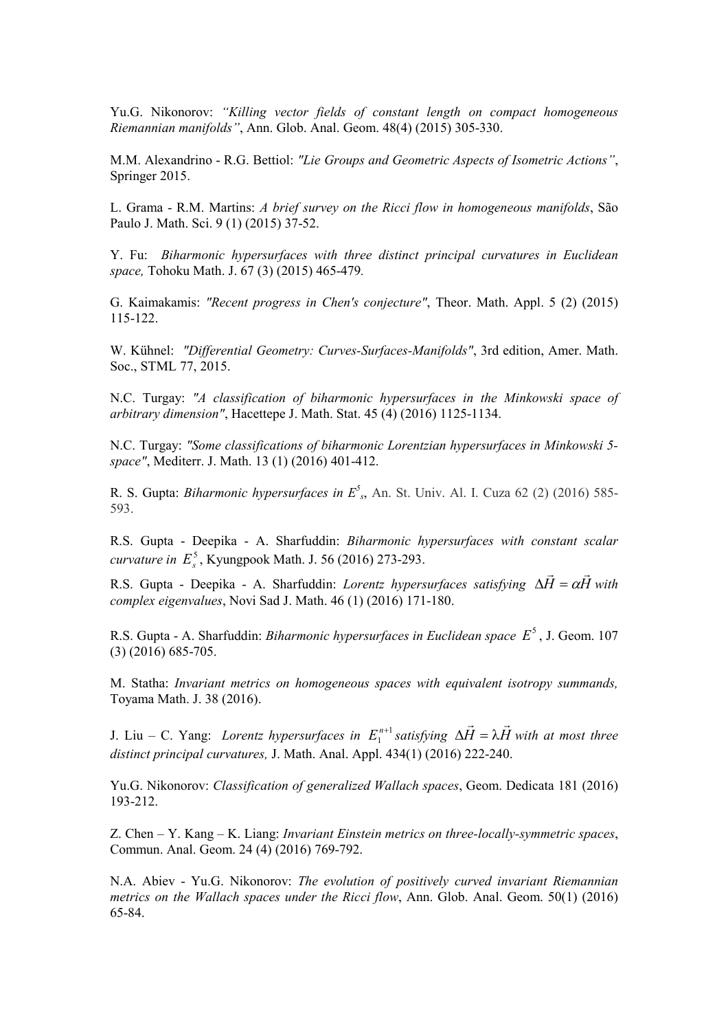Yu.G. Nikonorov: *“Killing vector fields of constant length on compact homogeneous Riemannian manifolds”*, Ann. Glob. Anal. Geom. 48(4) (2015) 305-330.

M.M. Alexandrino - R.G. Bettiol: *"Lie Groups and Geometric Aspects of Isometric Actions”*, Springer 2015.

L. Grama - R.M. Martins: *A brief survey on the Ricci flow in homogeneous manifolds*, São Paulo J. Math. Sci. 9 (1) (2015) 37-52.

Y. Fu: *Biharmonic hypersurfaces with three distinct principal curvatures in Euclidean space,* Tohoku Math. J. 67 (3) (2015) 465-479.

G. Kaimakamis: *"Recent progress in Chen's conjecture"*, Theor. Math. Appl. 5 (2) (2015) 115-122.

W. Kühnel: *"Differential Geometry: Curves-Surfaces-Manifolds"*, 3rd edition, Amer. Math. Soc., STML 77, 2015.

N.C. Turgay: *"A classification of biharmonic hypersurfaces in the Minkowski space of arbitrary dimension"*, Hacettepe J. Math. Stat. 45 (4) (2016) 1125-1134.

N.C. Turgay: *"Some classifications of biharmonic Lorentzian hypersurfaces in Minkowski 5-space"*, Mediterr. J. Math. 13 (1) (2016) 401-412.

R. S. Gupta: *Biharmonic hypersurfaces in $E^5_s$*, An. St. Univ. Al. I. Cuza 62 (2) (2016) 585-593.

R.S. Gupta - Deepika - A. Sharfuddin: *Biharmonic hypersurfaces with constant scalar curvature in $E^5_s$*, Kyungpook Math. J. 56 (2016) 273-293.

R.S. Gupta - Deepika - A. Sharfuddin: *Lorentz hypersurfaces satisfying $\Delta\vec{H} = \alpha\vec{H}$ with complex eigenvalues*, Novi Sad J. Math. 46 (1) (2016) 171-180.

R.S. Gupta - A. Sharfuddin: *Biharmonic hypersurfaces in Euclidean space $E^5$*, J. Geom. 107 (3) (2016) 685-705.

M. Statha: *Invariant metrics on homogeneous spaces with equivalent isotropy summands,* Toyama Math. J. 38 (2016).

J. Liu – C. Yang: *Lorentz hypersurfaces in $E^{n+1}_1$ satisfying $\Delta\vec{H} = \lambda\vec{H}$ with at most three distinct principal curvatures,* J. Math. Anal. Appl. 434(1) (2016) 222-240.

Yu.G. Nikonorov: *Classification of generalized Wallach spaces*, Geom. Dedicata 181 (2016) 193-212.

Z. Chen – Y. Kang – K. Liang: *Invariant Einstein metrics on three-locally-symmetric spaces*, Commun. Anal. Geom. 24 (4) (2016) 769-792.

N.A. Abiev - Yu.G. Nikonorov: *The evolution of positively curved invariant Riemannian metrics on the Wallach spaces under the Ricci flow*, Ann. Glob. Anal. Geom. 50(1) (2016) 65-84.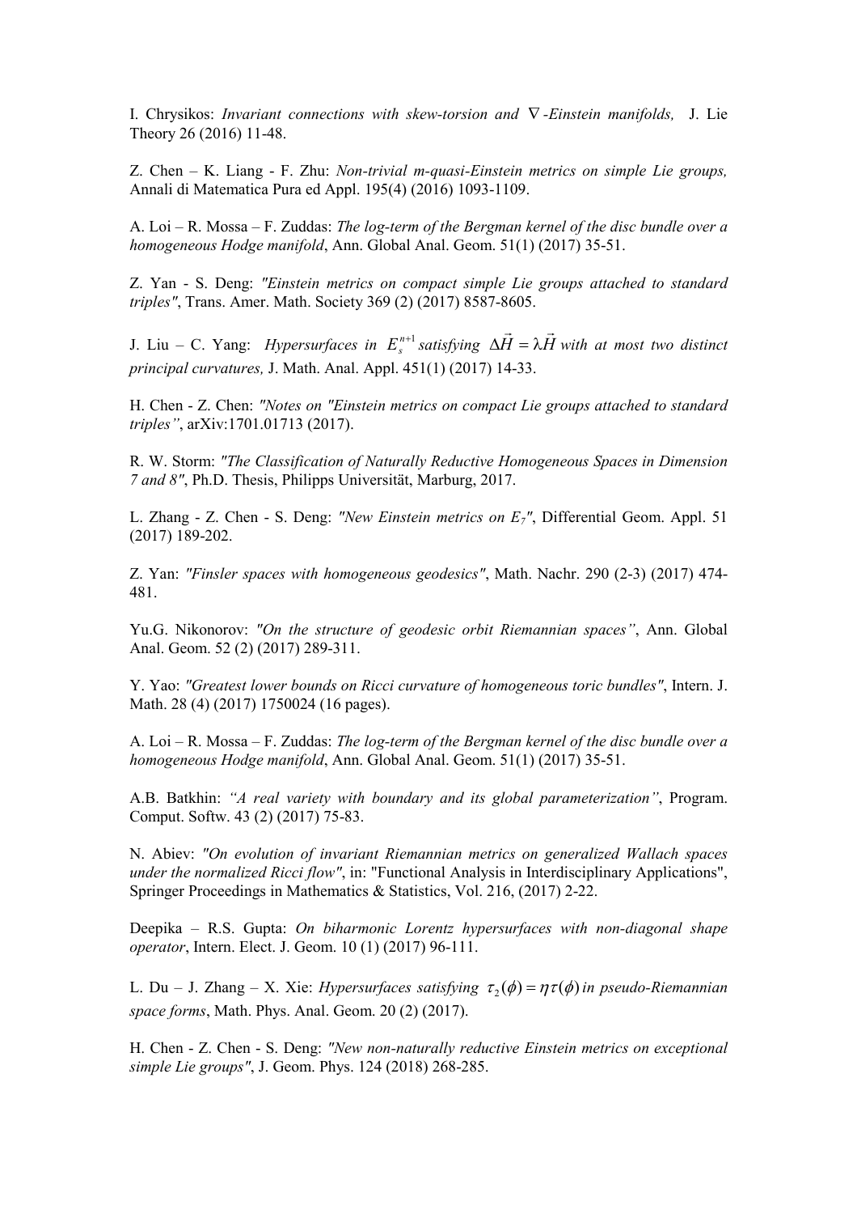I. Chrysikos: *Invariant connections with skew-torsion and $\nabla$-Einstein manifolds,* J. Lie Theory 26 (2016) 11-48.

Z. Chen – K. Liang - F. Zhu: *Non-trivial m-quasi-Einstein metrics on simple Lie groups,* Annali di Matematica Pura ed Appl. 195(4) (2016) 1093-1109.

A. Loi – R. Mossa – F. Zuddas: *The log-term of the Bergman kernel of the disc bundle over a homogeneous Hodge manifold*, Ann. Global Anal. Geom. 51(1) (2017) 35-51.

Z. Yan - S. Deng: *"Einstein metrics on compact simple Lie groups attached to standard triples"*, Trans. Amer. Math. Society 369 (2) (2017) 8587-8605.

J. Liu – C. Yang: *Hypersurfaces in $E_s^{n+1}$ satisfying $\Delta\vec{H} = \lambda\vec{H}$ with at most two distinct principal curvatures,* J. Math. Anal. Appl. 451(1) (2017) 14-33.

H. Chen - Z. Chen: *"Notes on "Einstein metrics on compact Lie groups attached to standard triples"*, arXiv:1701.01713 (2017).

R. W. Storm: *"The Classification of Naturally Reductive Homogeneous Spaces in Dimension 7 and 8"*, Ph.D. Thesis, Philipps Universität, Marburg, 2017.

L. Zhang - Z. Chen - S. Deng: *"New Einstein metrics on $E_7$"*, Differential Geom. Appl. 51 (2017) 189-202.

Z. Yan: *"Finsler spaces with homogeneous geodesics"*, Math. Nachr. 290 (2-3) (2017) 474-481.

Yu.G. Nikonorov: *"On the structure of geodesic orbit Riemannian spaces"*, Ann. Global Anal. Geom. 52 (2) (2017) 289-311.

Y. Yao: *"Greatest lower bounds on Ricci curvature of homogeneous toric bundles"*, Intern. J. Math. 28 (4) (2017) 1750024 (16 pages).

A. Loi – R. Mossa – F. Zuddas: *The log-term of the Bergman kernel of the disc bundle over a homogeneous Hodge manifold*, Ann. Global Anal. Geom. 51(1) (2017) 35-51.

A.B. Batkhin: *"A real variety with boundary and its global parameterization"*, Program. Comput. Softw. 43 (2) (2017) 75-83.

N. Abiev: *"On evolution of invariant Riemannian metrics on generalized Wallach spaces under the normalized Ricci flow"*, in: "Functional Analysis in Interdisciplinary Applications", Springer Proceedings in Mathematics & Statistics, Vol. 216, (2017) 2-22.

Deepika – R.S. Gupta: *On biharmonic Lorentz hypersurfaces with non-diagonal shape operator*, Intern. Elect. J. Geom. 10 (1) (2017) 96-111.

L. Du – J. Zhang – X. Xie: *Hypersurfaces satisfying $\tau_2(\phi) = \eta\tau(\phi)$ in pseudo-Riemannian space forms*, Math. Phys. Anal. Geom. 20 (2) (2017).

H. Chen - Z. Chen - S. Deng: *"New non-naturally reductive Einstein metrics on exceptional simple Lie groups"*, J. Geom. Phys. 124 (2018) 268-285.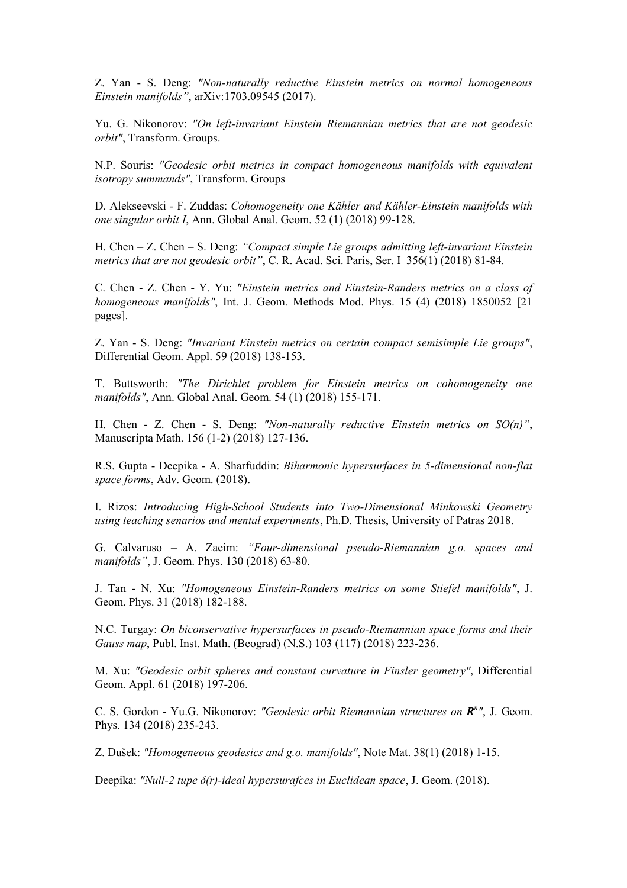Z. Yan - S. Deng: *"Non-naturally reductive Einstein metrics on normal homogeneous Einstein manifolds"*, arXiv:1703.09545 (2017).

Yu. G. Nikonorov: *"On left-invariant Einstein Riemannian metrics that are not geodesic orbit"*, Transform. Groups.

N.P. Souris: *"Geodesic orbit metrics in compact homogeneous manifolds with equivalent isotropy summands"*, Transform. Groups

D. Alekseevski - F. Zuddas: *Cohomogeneity one Kähler and Kähler-Einstein manifolds with one singular orbit I*, Ann. Global Anal. Geom. 52 (1) (2018) 99-128.

H. Chen – Z. Chen – S. Deng: *"Compact simple Lie groups admitting left-invariant Einstein metrics that are not geodesic orbit"*, C. R. Acad. Sci. Paris, Ser. I 356(1) (2018) 81-84.

C. Chen - Z. Chen - Y. Yu: *"Einstein metrics and Einstein-Randers metrics on a class of homogeneous manifolds"*, Int. J. Geom. Methods Mod. Phys. 15 (4) (2018) 1850052 [21 pages].

Z. Yan - S. Deng: *"Invariant Einstein metrics on certain compact semisimple Lie groups"*, Differential Geom. Appl. 59 (2018) 138-153.

T. Buttsworth: *"The Dirichlet problem for Einstein metrics on cohomogeneity one manifolds"*, Ann. Global Anal. Geom. 54 (1) (2018) 155-171.

H. Chen - Z. Chen - S. Deng: *"Non-naturally reductive Einstein metrics on SO(n)"*, Manuscripta Math. 156 (1-2) (2018) 127-136.

R.S. Gupta - Deepika - A. Sharfuddin: *Biharmonic hypersurfaces in 5-dimensional non-flat space forms*, Adv. Geom. (2018).

I. Rizos: *Introducing High-School Students into Two-Dimensional Minkowski Geometry using teaching senarios and mental experiments*, Ph.D. Thesis, University of Patras 2018.

G. Calvaruso – A. Zaeim: *"Four-dimensional pseudo-Riemannian g.o. spaces and manifolds"*, J. Geom. Phys. 130 (2018) 63-80.

J. Tan - N. Xu: *"Homogeneous Einstein-Randers metrics on some Stiefel manifolds"*, J. Geom. Phys. 31 (2018) 182-188.

N.C. Turgay: *On biconservative hypersurfaces in pseudo-Riemannian space forms and their Gauss map*, Publ. Inst. Math. (Beograd) (N.S.) 103 (117) (2018) 223-236.

M. Xu: *"Geodesic orbit spheres and constant curvature in Finsler geometry"*, Differential Geom. Appl. 61 (2018) 197-206.

C. S. Gordon - Yu.G. Nikonorov: *"Geodesic orbit Riemannian structures on $\boldsymbol{R}^n$"*, J. Geom. Phys. 134 (2018) 235-243.

Z. Dušek: *"Homogeneous geodesics and g.o. manifolds"*, Note Mat. 38(1) (2018) 1-15.

Deepika: *"Null-2 tupe δ(r)-ideal hypersurafces in Euclidean space*, J. Geom. (2018).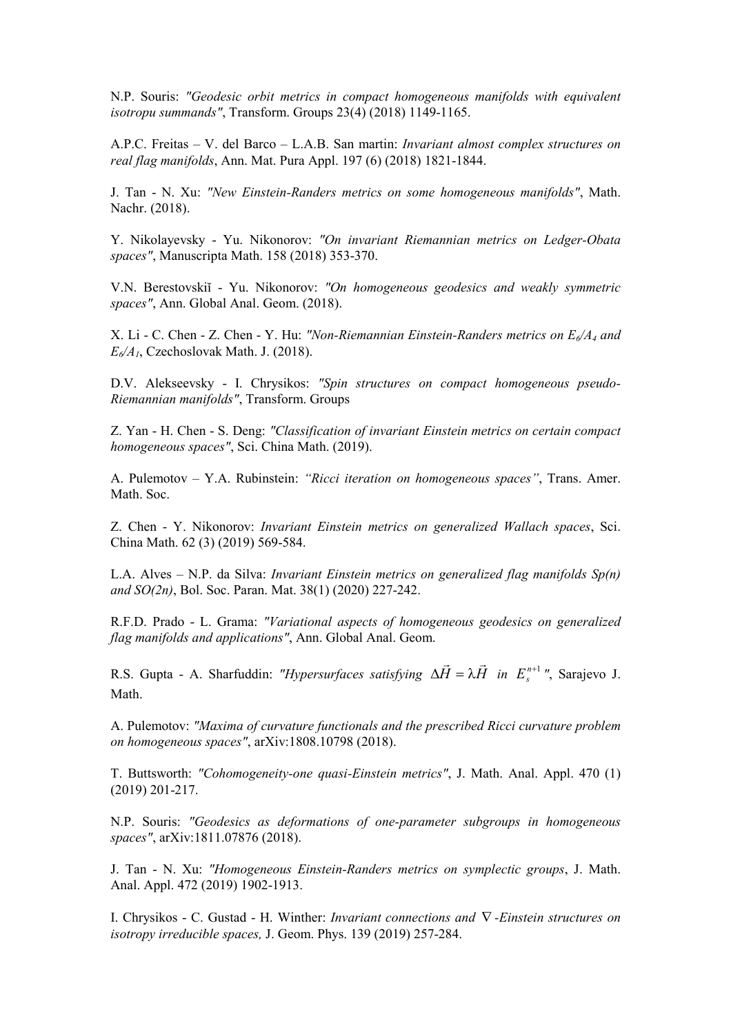N.P. Souris: *"Geodesic orbit metrics in compact homogeneous manifolds with equivalent isotropu summands"*, Transform. Groups 23(4) (2018) 1149-1165.

A.P.C. Freitas – V. del Barco – L.A.B. San martin: *Invariant almost complex structures on real flag manifolds*, Ann. Mat. Pura Appl. 197 (6) (2018) 1821-1844.

J. Tan - N. Xu: *"New Einstein-Randers metrics on some homogeneous manifolds"*, Math. Nachr. (2018).

Y. Nikolayevsky - Yu. Nikonorov: *"On invariant Riemannian metrics on Ledger-Obata spaces"*, Manuscripta Math. 158 (2018) 353-370.

V.N. Berestovskiĭ - Yu. Nikonorov: *"On homogeneous geodesics and weakly symmetric spaces"*, Ann. Global Anal. Geom. (2018).

X. Li - C. Chen - Z. Chen - Y. Hu: *"Non-Riemannian Einstein-Randers metrics on $E_6/A_4$ and $E_6/A_1$*, Czechoslovak Math. J. (2018).

D.V. Alekseevsky - I. Chrysikos: *"Spin structures on compact homogeneous pseudo-Riemannian manifolds"*, Transform. Groups

Z. Yan - H. Chen - S. Deng: *"Classification of invariant Einstein metrics on certain compact homogeneous spaces"*, Sci. China Math. (2019).

A. Pulemotov – Y.A. Rubinstein: *"Ricci iteration on homogeneous spaces"*, Trans. Amer. Math. Soc.

Z. Chen - Y. Nikonorov: *Invariant Einstein metrics on generalized Wallach spaces*, Sci. China Math. 62 (3) (2019) 569-584.

L.A. Alves – N.P. da Silva: *Invariant Einstein metrics on generalized flag manifolds Sp(n) and SO(2n)*, Bol. Soc. Paran. Mat. 38(1) (2020) 227-242.

R.F.D. Prado - L. Grama: *"Variational aspects of homogeneous geodesics on generalized flag manifolds and applications"*, Ann. Global Anal. Geom.

R.S. Gupta - A. Sharfuddin: *"Hypersurfaces satisfying $\Delta\vec{H} = \lambda\vec{H}$ in $E_s^{n+1}$"*, Sarajevo J. Math.

A. Pulemotov: *"Maxima of curvature functionals and the prescribed Ricci curvature problem on homogeneous spaces"*, arXiv:1808.10798 (2018).

T. Buttsworth: *"Cohomogeneity-one quasi-Einstein metrics"*, J. Math. Anal. Appl. 470 (1) (2019) 201-217.

N.P. Souris: *"Geodesics as deformations of one-parameter subgroups in homogeneous spaces"*, arXiv:1811.07876 (2018).

J. Tan - N. Xu: *"Homogeneous Einstein-Randers metrics on symplectic groups*, J. Math. Anal. Appl. 472 (2019) 1902-1913.

I. Chrysikos - C. Gustad - H. Winther: *Invariant connections and $\nabla$-Einstein structures on isotropy irreducible spaces,* J. Geom. Phys. 139 (2019) 257-284.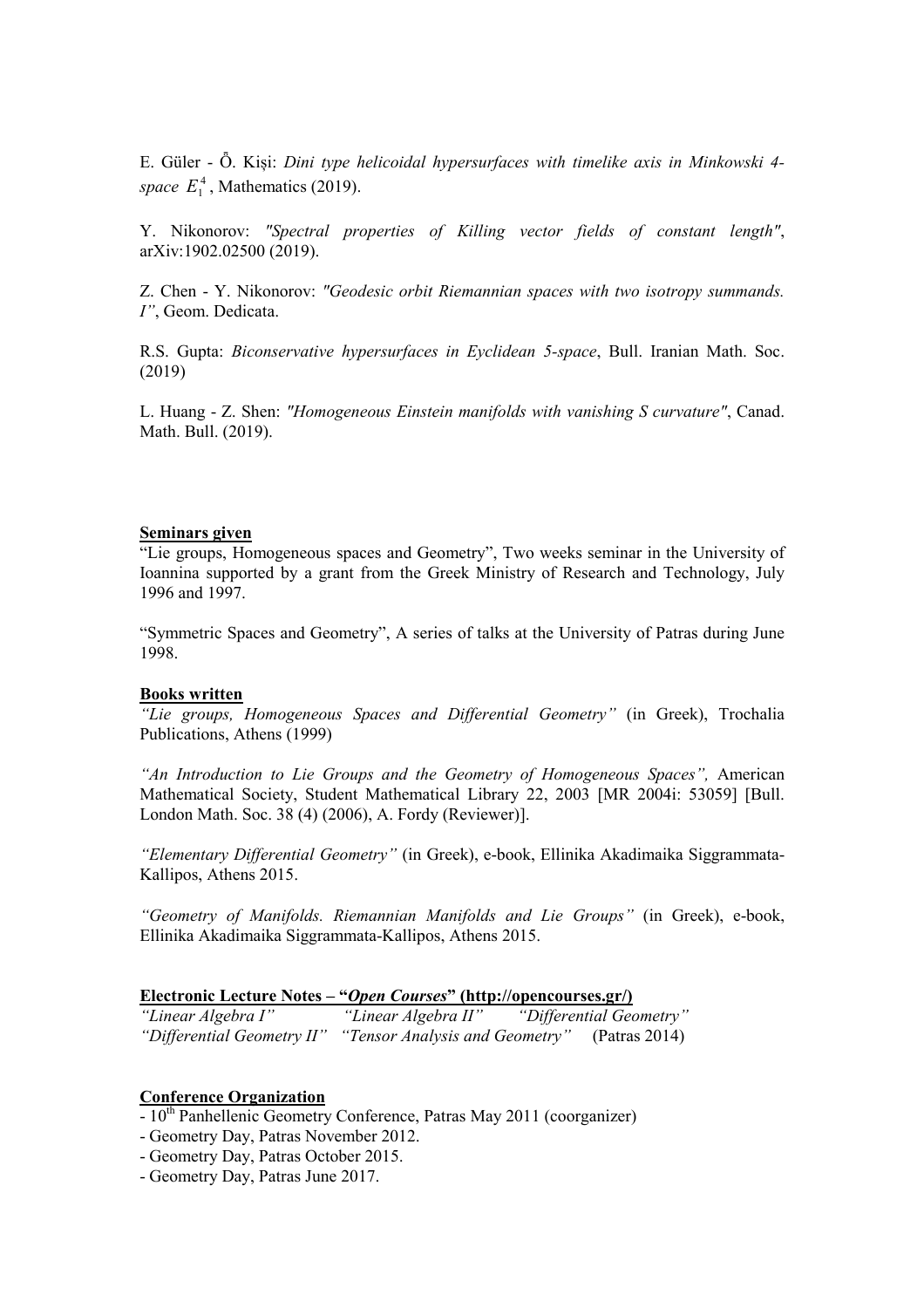E. Güler - Ö. Kişi: *Dini type helicoidal hypersurfaces with timelike axis in Minkowski 4-space* $E_1^4$, Mathematics (2019).

Y. Nikonorov: *"Spectral properties of Killing vector fields of constant length"*, arXiv:1902.02500 (2019).

Z. Chen - Y. Nikonorov: *"Geodesic orbit Riemannian spaces with two isotropy summands. I"*, Geom. Dedicata.

R.S. Gupta: *Biconservative hypersurfaces in Eyclidean 5-space*, Bull. Iranian Math. Soc. (2019)

L. Huang - Z. Shen: *"Homogeneous Einstein manifolds with vanishing S curvature"*, Canad. Math. Bull. (2019).

**Seminars given**

"Lie groups, Homogeneous spaces and Geometry", Two weeks seminar in the University of Ioannina supported by a grant from the Greek Ministry of Research and Technology, July 1996 and 1997.

"Symmetric Spaces and Geometry", A series of talks at the University of Patras during June 1998.

**Books written**

*"Lie groups, Homogeneous Spaces and Differential Geometry"* (in Greek), Trochalia Publications, Athens (1999)

*"An Introduction to Lie Groups and the Geometry of Homogeneous Spaces",* American Mathematical Society, Student Mathematical Library 22, 2003 [MR 2004i: 53059] [Bull. London Math. Soc. 38 (4) (2006), A. Fordy (Reviewer)].

*"Elementary Differential Geometry"* (in Greek), e-book, Ellinika Akadimaika Siggrammata-Kallipos, Athens 2015.

*"Geometry of Manifolds. Riemannian Manifolds and Lie Groups"* (in Greek), e-book, Ellinika Akadimaika Siggrammata-Kallipos, Athens 2015.

**Electronic Lecture Notes – "*Open Courses*" (http://opencourses.gr/)**

*"Linear Algebra I"* *"Linear Algebra II"* *"Differential Geometry"*
*"Differential Geometry II"* *"Tensor Analysis and Geometry"* (Patras 2014)

**Conference Organization**

- 10th Panhellenic Geometry Conference, Patras May 2011 (coorganizer)
- Geometry Day, Patras November 2012.
- Geometry Day, Patras October 2015.
- Geometry Day, Patras June 2017.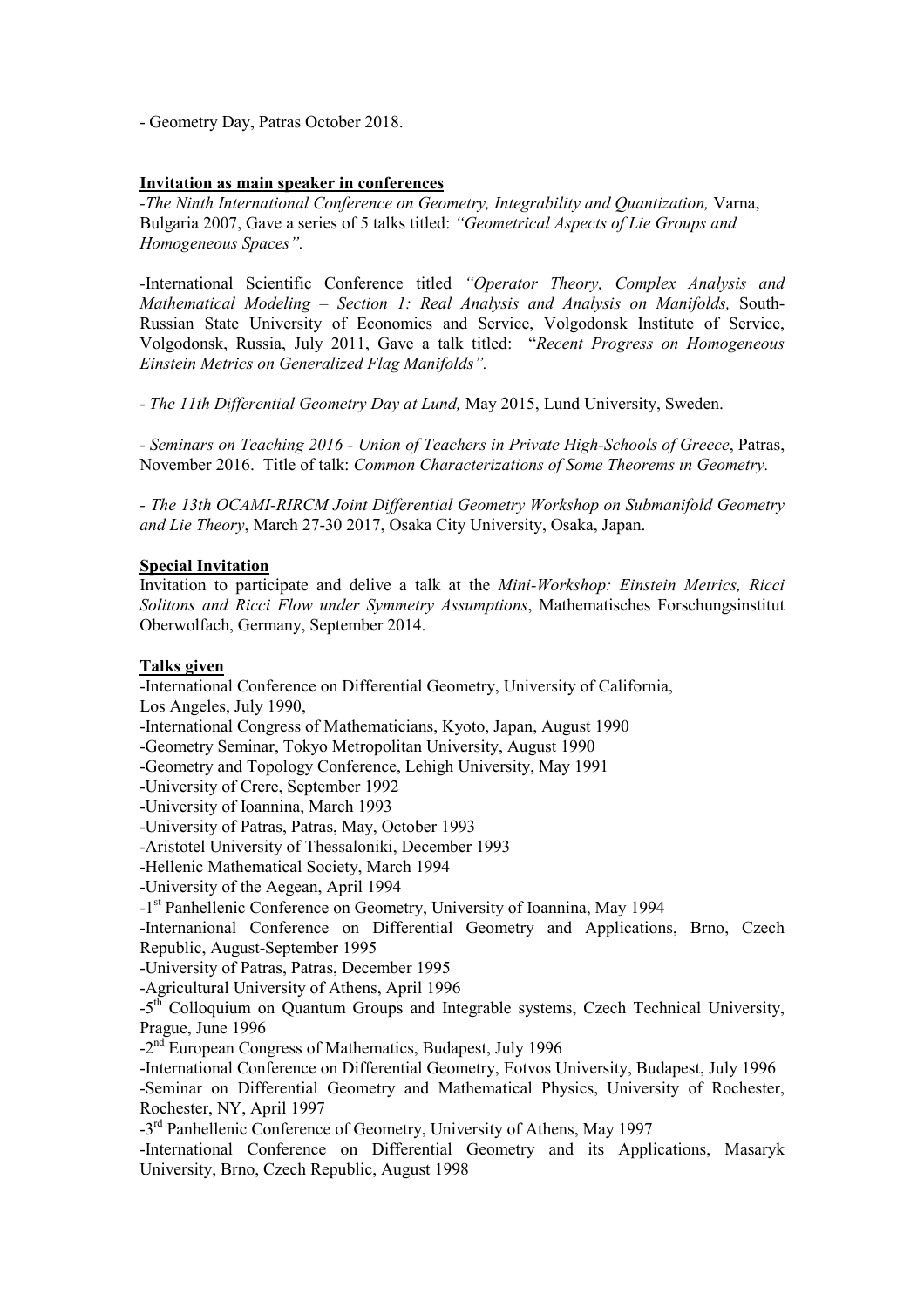- Geometry Day, Patras October 2018.

**Invitation as main speaker in conferences**

-*The Ninth International Conference on Geometry, Integrability and Quantization,* Varna, Bulgaria 2007, Gave a series of 5 talks titled: *"Geometrical Aspects of Lie Groups and Homogeneous Spaces".*

-International Scientific Conference titled *"Operator Theory, Complex Analysis and Mathematical Modeling – Section 1: Real Analysis and Analysis on Manifolds,* South-Russian State University of Economics and Service, Volgodonsk Institute of Service, Volgodonsk, Russia, July 2011, Gave a talk titled: "*Recent Progress on Homogeneous Einstein Metrics on Generalized Flag Manifolds".*

- *The 11th Differential Geometry Day at Lund,* May 2015, Lund University, Sweden.

- *Seminars on Teaching 2016 - Union of Teachers in Private High-Schools of Greece*, Patras, November 2016. Title of talk: *Common Characterizations of Some Theorems in Geometry.*

- *The 13th OCAMI-RIRCM Joint Differential Geometry Workshop on Submanifold Geometry and Lie Theory*, March 27-30 2017, Osaka City University, Osaka, Japan.

**Special Invitation**

Invitation to participate and delive a talk at the *Mini-Workshop: Einstein Metrics, Ricci Solitons and Ricci Flow under Symmetry Assumptions*, Mathematisches Forschungsinstitut Oberwolfach, Germany, September 2014.

**Talks given**

-International Conference on Differential Geometry, University of California, Los Angeles, July 1990,
-International Congress of Mathematicians, Kyoto, Japan, August 1990
-Geometry Seminar, Tokyo Metropolitan University, August 1990
-Geometry and Topology Conference, Lehigh University, May 1991
-University of Crere, September 1992
-University of Ioannina, March 1993
-University of Patras, Patras, May, October 1993
-Aristotel University of Thessaloniki, December 1993
-Hellenic Mathematical Society, March 1994
-University of the Aegean, April 1994
-1st Panhellenic Conference on Geometry, University of Ioannina, May 1994
-Internanional Conference on Differential Geometry and Applications, Brno, Czech Republic, August-September 1995
-University of Patras, Patras, December 1995
-Agricultural University of Athens, April 1996
-5th Colloquium on Quantum Groups and Integrable systems, Czech Technical University, Prague, June 1996
-2nd European Congress of Mathematics, Budapest, July 1996
-International Conference on Differential Geometry, Eotvos University, Budapest, July 1996
-Seminar on Differential Geometry and Mathematical Physics, University of Rochester, Rochester, NY, April 1997
-3rd Panhellenic Conference of Geometry, University of Athens, May 1997
-International Conference on Differential Geometry and its Applications, Masaryk University, Brno, Czech Republic, August 1998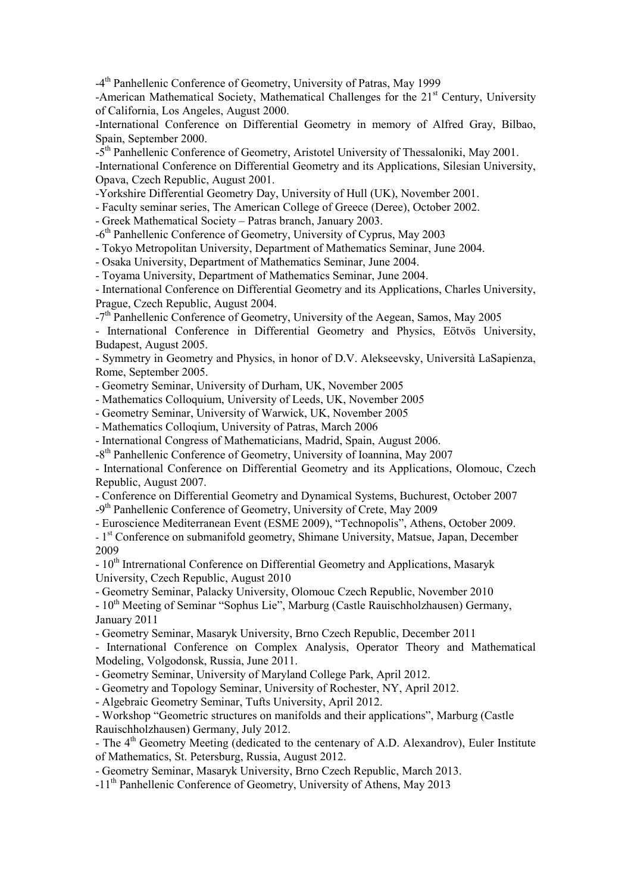-4th Panhellenic Conference of Geometry, University of Patras, May 1999

-American Mathematical Society, Mathematical Challenges for the 21st Century, University of California, Los Angeles, August 2000.

-International Conference on Differential Geometry in memory of Alfred Gray, Bilbao, Spain, September 2000.

-5th Panhellenic Conference of Geometry, Aristotel University of Thessaloniki, May 2001.

-International Conference on Differential Geometry and its Applications, Silesian University, Opava, Czech Republic, August 2001.

-Yorkshire Differential Geometry Day, University of Hull (UK), November 2001.

- Faculty seminar series, The American College of Greece (Deree), October 2002.

- Greek Mathematical Society – Patras branch, January 2003.

-6th Panhellenic Conference of Geometry, University of Cyprus, May 2003

- Tokyo Metropolitan University, Department of Mathematics Seminar, June 2004.

- Osaka University, Department of Mathematics Seminar, June 2004.

- Toyama University, Department of Mathematics Seminar, June 2004.

- International Conference on Differential Geometry and its Applications, Charles University, Prague, Czech Republic, August 2004.

-7th Panhellenic Conference of Geometry, University of the Aegean, Samos, May 2005

- International Conference in Differential Geometry and Physics, Eötvös University, Budapest, August 2005.

- Symmetry in Geometry and Physics, in honor of D.V. Alekseevsky, Università LaSapienza, Rome, September 2005.

- Geometry Seminar, University of Durham, UK, November 2005

- Mathematics Colloquium, University of Leeds, UK, November 2005

- Geometry Seminar, University of Warwick, UK, November 2005

- Mathematics Colloqium, University of Patras, March 2006

- International Congress of Mathematicians, Madrid, Spain, August 2006.

-8th Panhellenic Conference of Geometry, University of Ioannina, May 2007

- International Conference on Differential Geometry and its Applications, Olomouc, Czech Republic, August 2007.

- Conference on Differential Geometry and Dynamical Systems, Buchurest, October 2007

-9th Panhellenic Conference of Geometry, University of Crete, May 2009

- Euroscience Mediterranean Event (ESME 2009), "Technopolis", Athens, October 2009.

- 1st Conference on submanifold geometry, Shimane University, Matsue, Japan, December 2009

- 10th Intrernational Conference on Differential Geometry and Applications, Masaryk University, Czech Republic, August 2010

- Geometry Seminar, Palacky University, Olomouc Czech Republic, November 2010

- 10th Meeting of Seminar "Sophus Lie", Marburg (Castle Rauischholzhausen) Germany, January 2011

- Geometry Seminar, Masaryk University, Brno Czech Republic, December 2011

- International Conference on Complex Analysis, Operator Theory and Mathematical Modeling, Volgodonsk, Russia, June 2011.

- Geometry Seminar, University of Maryland College Park, April 2012.

- Geometry and Topology Seminar, University of Rochester, NY, April 2012.

- Algebraic Geometry Seminar, Tufts University, April 2012.

- Workshop "Geometric structures on manifolds and their applications", Marburg (Castle Rauischholzhausen) Germany, July 2012.

- The 4th Geometry Meeting (dedicated to the centenary of A.D. Alexandrov), Euler Institute of Mathematics, St. Petersburg, Russia, August 2012.

- Geometry Seminar, Masaryk University, Brno Czech Republic, March 2013.

-11th Panhellenic Conference of Geometry, University of Athens, May 2013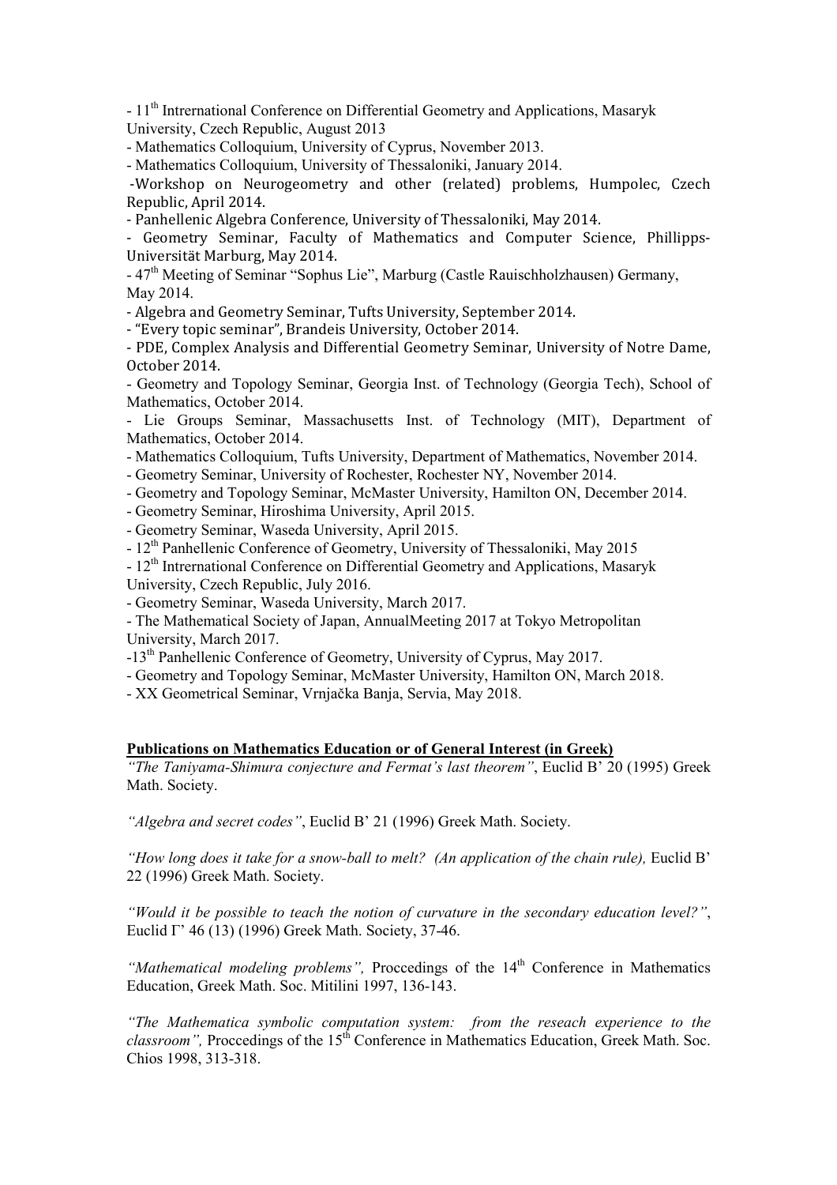- 11th Intrernational Conference on Differential Geometry and Applications, Masaryk University, Czech Republic, August 2013
- Mathematics Colloquium, University of Cyprus, November 2013.
- Mathematics Colloquium, University of Thessaloniki, January 2014.
- Workshop on Neurogeometry and other (related) problems, Humpolec, Czech Republic, April 2014.
- Panhellenic Algebra Conference, University of Thessaloniki, May 2014.
- Geometry Seminar, Faculty of Mathematics and Computer Science, Phillipps-Universität Marburg, May 2014.
- 47th Meeting of Seminar "Sophus Lie", Marburg (Castle Rauischholzhausen) Germany, May 2014.
- Algebra and Geometry Seminar, Tufts University, September 2014.
- "Every topic seminar", Brandeis University, October 2014.
- PDE, Complex Analysis and Differential Geometry Seminar, University of Notre Dame, October 2014.
- Geometry and Topology Seminar, Georgia Inst. of Technology (Georgia Tech), School of Mathematics, October 2014.
- Lie Groups Seminar, Massachusetts Inst. of Technology (MIT), Department of Mathematics, October 2014.
- Mathematics Colloquium, Tufts University, Department of Mathematics, November 2014.
- Geometry Seminar, University of Rochester, Rochester NY, November 2014.
- Geometry and Topology Seminar, McMaster University, Hamilton ON, December 2014.
- Geometry Seminar, Hiroshima University, April 2015.
- Geometry Seminar, Waseda University, April 2015.
- 12th Panhellenic Conference of Geometry, University of Thessaloniki, May 2015
- 12th Intrernational Conference on Differential Geometry and Applications, Masaryk University, Czech Republic, July 2016.
- Geometry Seminar, Waseda University, March 2017.
- The Mathematical Society of Japan, AnnualMeeting 2017 at Tokyo Metropolitan University, March 2017.
- 13th Panhellenic Conference of Geometry, University of Cyprus, May 2017.
- Geometry and Topology Seminar, McMaster University, Hamilton ON, March 2018.
- XX Geometrical Seminar, Vrnjačka Banja, Servia, May 2018.

**Publications on Mathematics Education or of General Interest (in Greek)**

*"The Taniyama-Shimura conjecture and Fermat's last theorem"*, Euclid B' 20 (1995) Greek Math. Society.

*"Algebra and secret codes"*, Euclid B' 21 (1996) Greek Math. Society.

*"How long does it take for a snow-ball to melt? (An application of the chain rule),* Euclid B' 22 (1996) Greek Math. Society.

*"Would it be possible to teach the notion of curvature in the secondary education level?"*, Euclid Γ' 46 (13) (1996) Greek Math. Society, 37-46.

*"Mathematical modeling problems",* Proccedings of the 14th Conference in Mathematics Education, Greek Math. Soc. Mitilini 1997, 136-143.

*"The Mathematica symbolic computation system: from the reseach experience to the classroom",* Proccedings of the 15th Conference in Mathematics Education, Greek Math. Soc. Chios 1998, 313-318.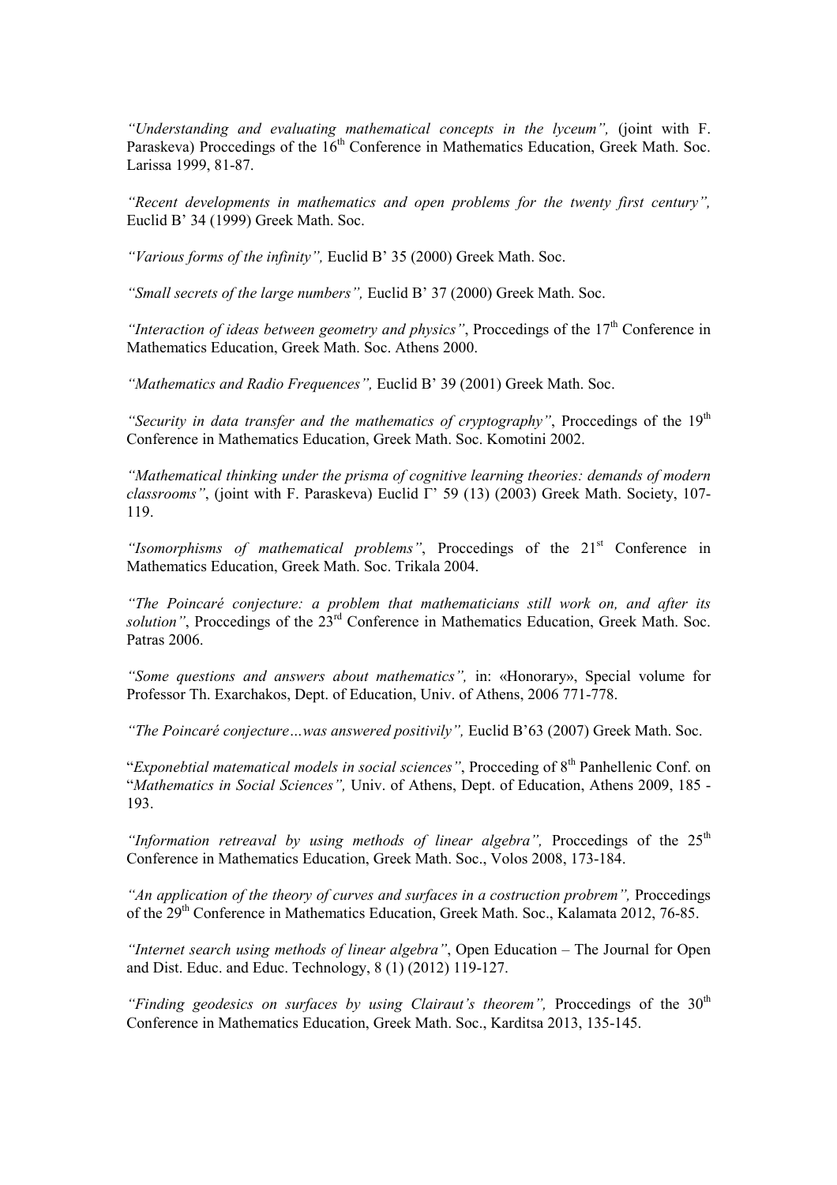*"Understanding and evaluating mathematical concepts in the lyceum",* (joint with F. Paraskeva) Proccedings of the 16th Conference in Mathematics Education, Greek Math. Soc. Larissa 1999, 81-87.

*"Recent developments in mathematics and open problems for the twenty first century",* Euclid B' 34 (1999) Greek Math. Soc.

*"Various forms of the infinity",* Euclid B' 35 (2000) Greek Math. Soc.

*"Small secrets of the large numbers",* Euclid B' 37 (2000) Greek Math. Soc.

*"Interaction of ideas between geometry and physics"*, Proccedings of the 17th Conference in Mathematics Education, Greek Math. Soc. Athens 2000.

*"Mathematics and Radio Frequences",* Euclid B' 39 (2001) Greek Math. Soc.

*"Security in data transfer and the mathematics of cryptography"*, Proccedings of the 19th Conference in Mathematics Education, Greek Math. Soc. Komotini 2002.

*"Mathematical thinking under the prisma of cognitive learning theories: demands of modern classrooms"*, (joint with F. Paraskeva) Euclid Γ' 59 (13) (2003) Greek Math. Society, 107-119.

*"Isomorphisms of mathematical problems"*, Proccedings of the 21st Conference in Mathematics Education, Greek Math. Soc. Trikala 2004.

*"The Poincaré conjecture: a problem that mathematicians still work on, and after its solution"*, Proccedings of the 23rd Conference in Mathematics Education, Greek Math. Soc. Patras 2006.

*"Some questions and answers about mathematics",* in: «Honorary», Special volume for Professor Th. Exarchakos, Dept. of Education, Univ. of Athens, 2006 771-778.

*"The Poincaré conjecture…was answered positivily",* Euclid B'63 (2007) Greek Math. Soc.

"*Exponebtial matematical models in social sciences"*, Procceding of 8th Panhellenic Conf. on "*Mathematics in Social Sciences",* Univ. of Athens, Dept. of Education, Athens 2009, 185 - 193.

*"Information retreaval by using methods of linear algebra",* Proccedings of the 25th Conference in Mathematics Education, Greek Math. Soc., Volos 2008, 173-184.

*"An application of the theory of curves and surfaces in a costruction probrem",* Proccedings of the 29th Conference in Mathematics Education, Greek Math. Soc., Kalamata 2012, 76-85.

*"Internet search using methods of linear algebra"*, Open Education – The Journal for Open and Dist. Educ. and Educ. Technology, 8 (1) (2012) 119-127.

*"Finding geodesics on surfaces by using Clairaut's theorem",* Proccedings of the 30th Conference in Mathematics Education, Greek Math. Soc., Karditsa 2013, 135-145.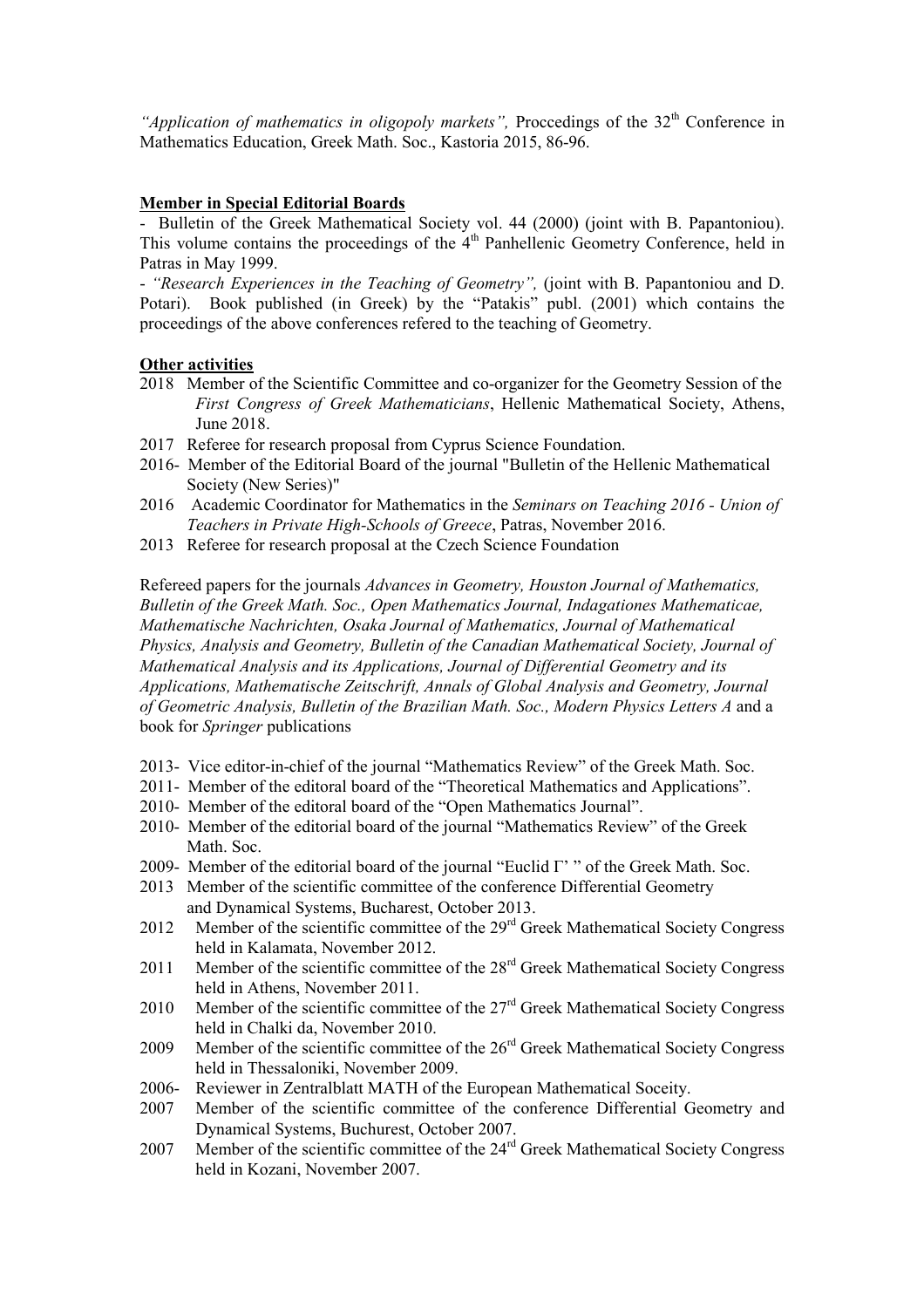*"Application of mathematics in oligopoly markets",* Proccedings of the $32^{th}$ Conference in Mathematics Education, Greek Math. Soc., Kastoria 2015, 86-96.

**Member in Special Editorial Boards**

- Bulletin of the Greek Mathematical Society vol. 44 (2000) (joint with B. Papantoniou). This volume contains the proceedings of the $4^{th}$ Panhellenic Geometry Conference, held in Patras in May 1999.
- *"Research Experiences in the Teaching of Geometry",* (joint with B. Papantoniou and D. Potari). Book published (in Greek) by the "Patakis" publ. (2001) which contains the proceedings of the above conferences refered to the teaching of Geometry.

**Other activities**

2018 Member of the Scientific Committee and co-organizer for the Geometry Session of the *First Congress of Greek Mathematicians*, Hellenic Mathematical Society, Athens, June 2018.

2017 Referee for research proposal from Cyprus Science Foundation.

2016- Member of the Editorial Board of the journal "Bulletin of the Hellenic Mathematical Society (New Series)"

2016 Academic Coordinator for Mathematics in the *Seminars on Teaching 2016 - Union of Teachers in Private High-Schools of Greece*, Patras, November 2016.

2013 Referee for research proposal at the Czech Science Foundation

Refereed papers for the journals *Advances in Geometry, Houston Journal of Mathematics, Bulletin of the Greek Math. Soc., Open Mathematics Journal, Indagationes Mathematicae, Mathematische Nachrichten, Osaka Journal of Mathematics, Journal of Mathematical Physics, Analysis and Geometry, Bulletin of the Canadian Mathematical Society, Journal of Mathematical Analysis and its Applications, Journal of Differential Geometry and its Applications, Mathematische Zeitschrift, Annals of Global Analysis and Geometry, Journal of Geometric Analysis, Bulletin of the Brazilian Math. Soc., Modern Physics Letters A* and a book for *Springer* publications

2013- Vice editor-in-chief of the journal "Mathematics Review" of the Greek Math. Soc.

2011- Member of the editoral board of the "Theoretical Mathematics and Applications".

2010- Member of the editoral board of the "Open Mathematics Journal".

2010- Member of the editorial board of the journal "Mathematics Review" of the Greek Math. Soc.

2009- Member of the editorial board of the journal "Euclid Γ' " of the Greek Math. Soc.

2013 Member of the scientific committee of the conference Differential Geometry and Dynamical Systems, Bucharest, October 2013.

2012 Member of the scientific committee of the $29^{rd}$ Greek Mathematical Society Congress held in Kalamata, November 2012.

2011 Member of the scientific committee of the $28^{rd}$ Greek Mathematical Society Congress held in Athens, November 2011.

2010 Member of the scientific committee of the $27^{rd}$ Greek Mathematical Society Congress held in Chalki da, November 2010.

2009 Member of the scientific committee of the $26^{rd}$ Greek Mathematical Society Congress held in Thessaloniki, November 2009.

2006- Reviewer in Zentralblatt MATH of the European Mathematical Soceity.

2007 Member of the scientific committee of the conference Differential Geometry and Dynamical Systems, Buchurest, October 2007.

2007 Member of the scientific committee of the $24^{rd}$ Greek Mathematical Society Congress held in Kozani, November 2007.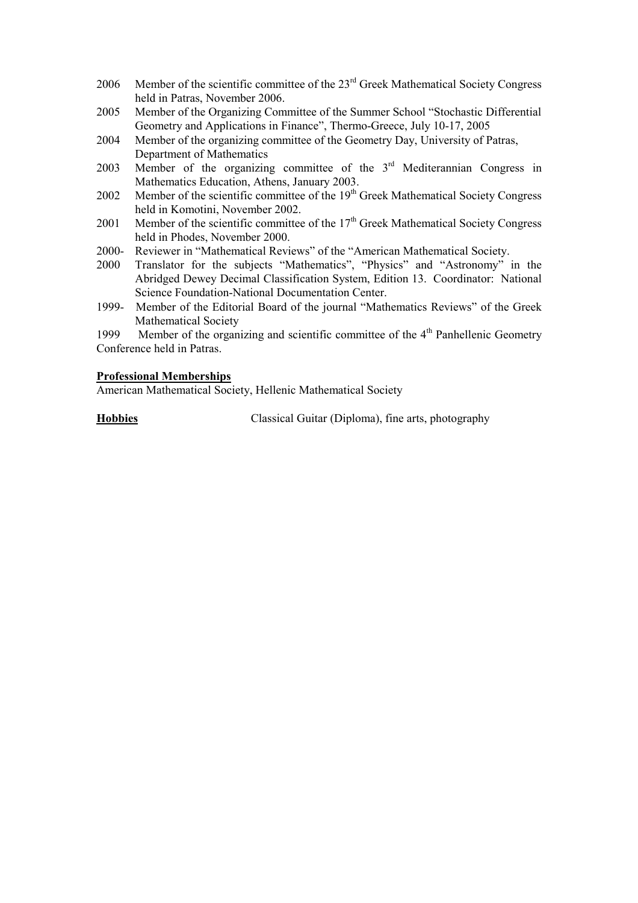2006 Member of the scientific committee of the 23rd Greek Mathematical Society Congress held in Patras, November 2006.

2005 Member of the Organizing Committee of the Summer School "Stochastic Differential Geometry and Applications in Finance", Thermo-Greece, July 10-17, 2005

2004 Member of the organizing committee of the Geometry Day, University of Patras, Department of Mathematics

2003 Member of the organizing committee of the 3rd Mediterannian Congress in Mathematics Education, Athens, January 2003.

2002 Member of the scientific committee of the 19th Greek Mathematical Society Congress held in Komotini, November 2002.

2001 Member of the scientific committee of the 17th Greek Mathematical Society Congress held in Phodes, November 2000.

2000- Reviewer in "Mathematical Reviews" of the "American Mathematical Society.

2000 Translator for the subjects "Mathematics", "Physics" and "Astronomy" in the Abridged Dewey Decimal Classification System, Edition 13. Coordinator: National Science Foundation-National Documentation Center.

1999- Member of the Editorial Board of the journal "Mathematics Reviews" of the Greek Mathematical Society

1999 Member of the organizing and scientific committee of the 4th Panhellenic Geometry Conference held in Patras.

**Professional Memberships**

American Mathematical Society, Hellenic Mathematical Society

**Hobbies** Classical Guitar (Diploma), fine arts, photography